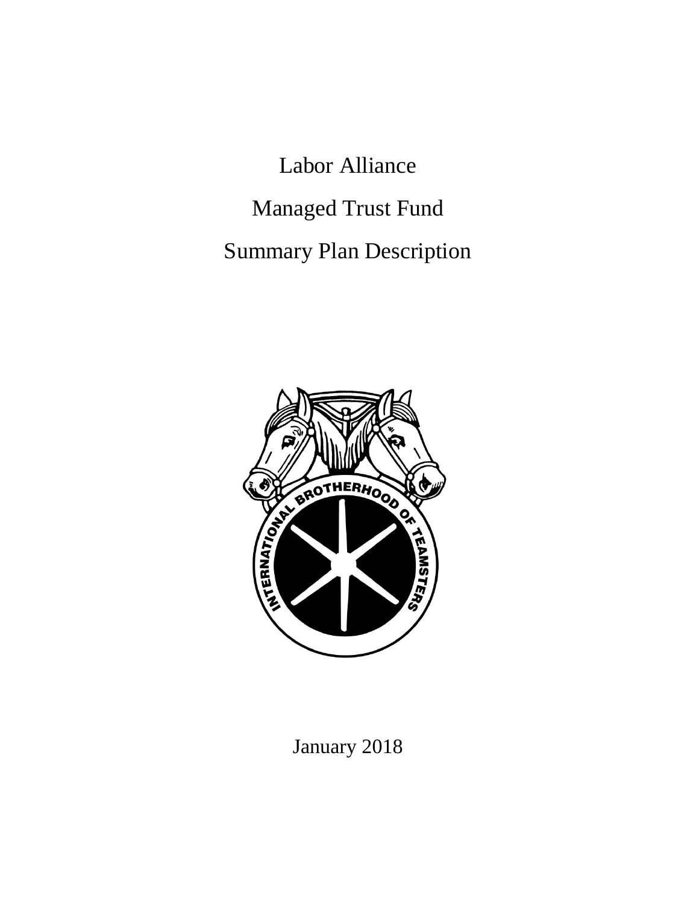# Labor Alliance

# Managed Trust Fund

# Summary Plan Description

January 2018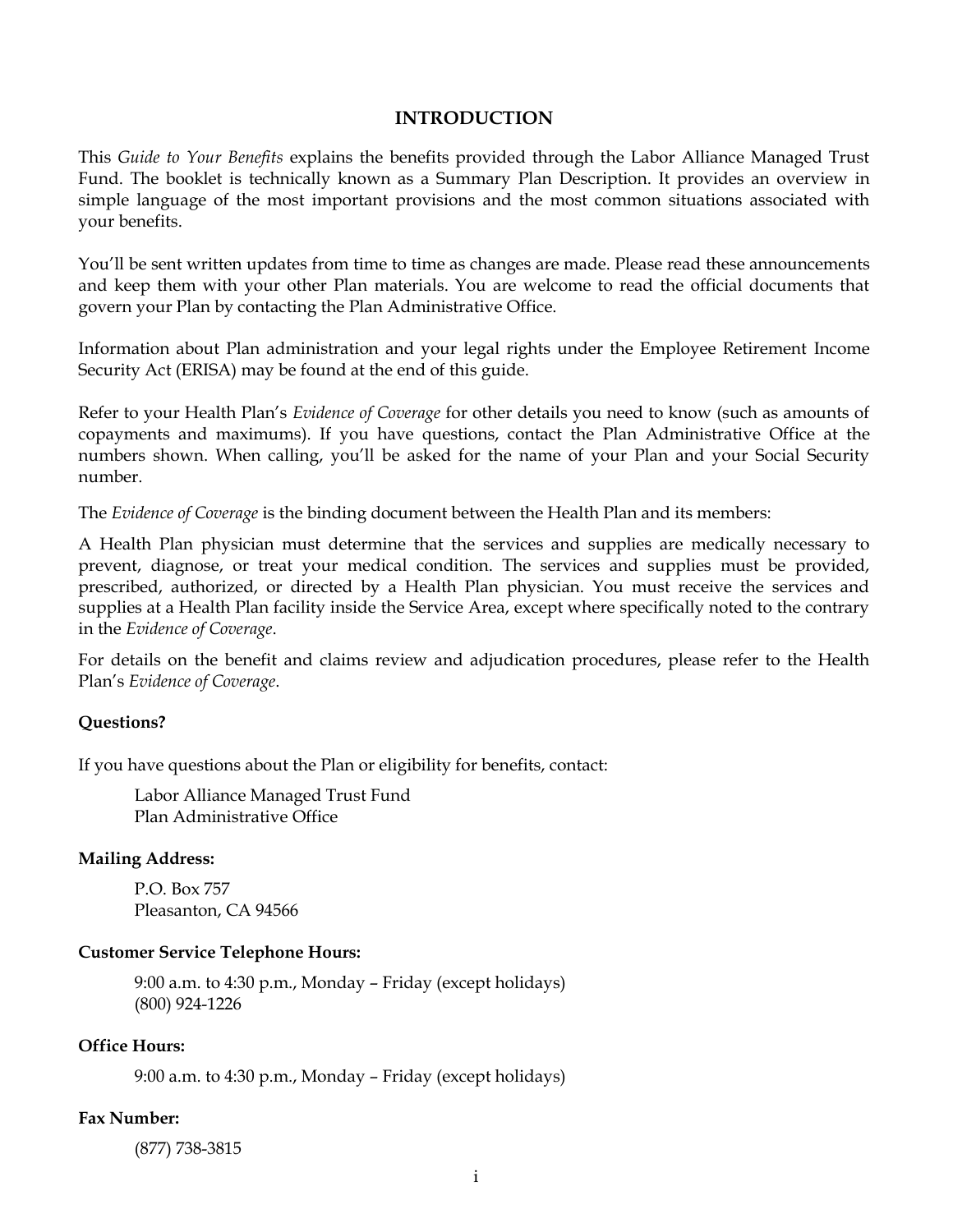# INTRODUCTION

This *Guide to Your Benefits* explains the benefits provided through the Labor Alliance Managed Trust Fund. The booklet is technically known as a Summary Plan Description. It provides an overview in simple language of the most important provisions and the most common situations associated with your benefits.

You'll be sent written updates from time to time as changes are made. Please read these announcements and keep them with your other Plan materials. You are welcome to read the official documents that govern your Plan by contacting the Plan Administrative Office.

Information about Plan administration and your legal rights under the Employee Retirement Income Security Act (ERISA) may be found at the end of this guide.

Refer to your Health Plan's *Evidence of Coverage* for other details you need to know (such as amounts of copayments and maximums). If you have questions, contact the Plan Administrative Office at the numbers shown. When calling, you'll be asked for the name of your Plan and your Social Security number.

The *Evidence of Coverage* is the binding document between the Health Plan and its members:

A Health Plan physician must determine that the services and supplies are medically necessary to prevent, diagnose, or treat your medical condition. The services and supplies must be provided, prescribed, authorized, or directed by a Health Plan physician. You must receive the services and supplies at a Health Plan facility inside the Service Area, except where specifically noted to the contrary in the *Evidence of Coverage*.

For details on the benefit and claims review and adjudication procedures, please refer to the Health Plan's *Evidence of Coverage*.

**Questions?**

If you have questions about the Plan or eligibility for benefits, contact:

Labor Alliance Managed Trust Fund
Plan Administrative Office

**Mailing Address:**

P.O. Box 757
Pleasanton, CA 94566

**Customer Service Telephone Hours:**

9:00 a.m. to 4:30 p.m., Monday – Friday (except holidays)
(800) 924-1226

**Office Hours:**

9:00 a.m. to 4:30 p.m., Monday – Friday (except holidays)

**Fax Number:**

(877) 738-3815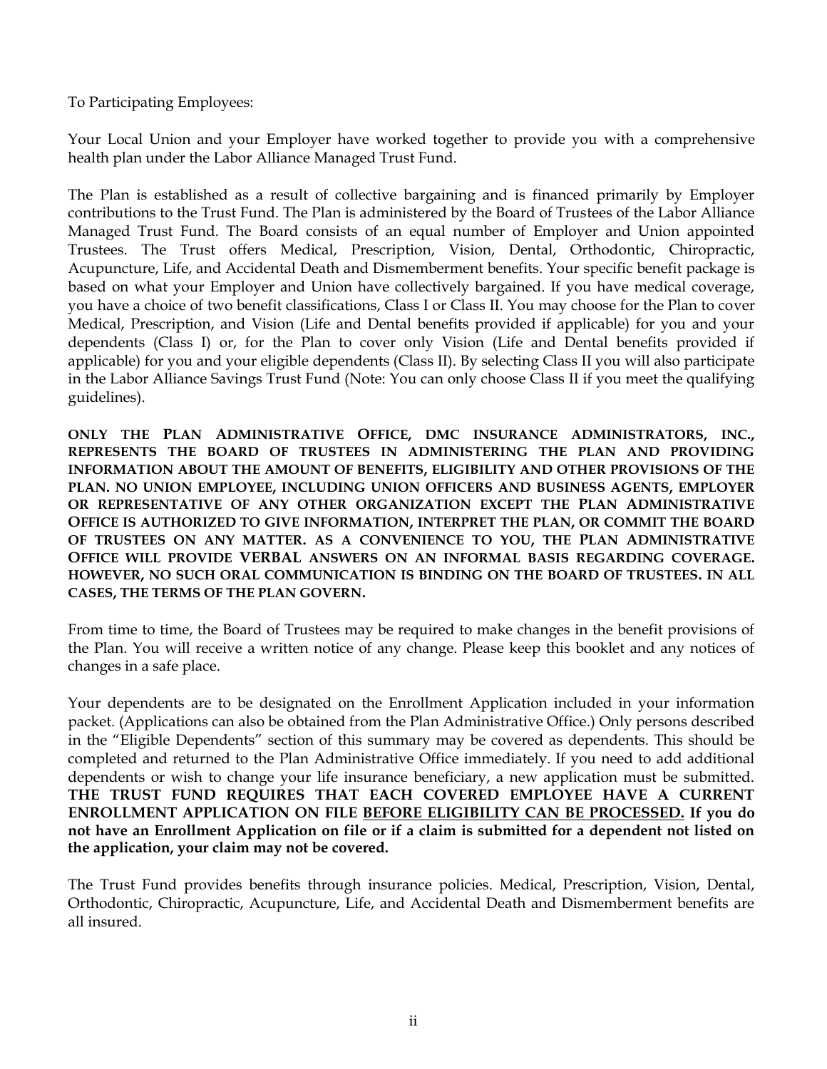To Participating Employees:

Your Local Union and your Employer have worked together to provide you with a comprehensive health plan under the Labor Alliance Managed Trust Fund.

The Plan is established as a result of collective bargaining and is financed primarily by Employer contributions to the Trust Fund. The Plan is administered by the Board of Trustees of the Labor Alliance Managed Trust Fund. The Board consists of an equal number of Employer and Union appointed Trustees. The Trust offers Medical, Prescription, Vision, Dental, Orthodontic, Chiropractic, Acupuncture, Life, and Accidental Death and Dismemberment benefits. Your specific benefit package is based on what your Employer and Union have collectively bargained. If you have medical coverage, you have a choice of two benefit classifications, Class I or Class II. You may choose for the Plan to cover Medical, Prescription, and Vision (Life and Dental benefits provided if applicable) for you and your dependents (Class I) or, for the Plan to cover only Vision (Life and Dental benefits provided if applicable) for you and your eligible dependents (Class II). By selecting Class II you will also participate in the Labor Alliance Savings Trust Fund (Note: You can only choose Class II if you meet the qualifying guidelines).

**ONLY THE PLAN ADMINISTRATIVE OFFICE, DMC INSURANCE ADMINISTRATORS, INC., REPRESENTS THE BOARD OF TRUSTEES IN ADMINISTERING THE PLAN AND PROVIDING INFORMATION ABOUT THE AMOUNT OF BENEFITS, ELIGIBILITY AND OTHER PROVISIONS OF THE PLAN. NO UNION EMPLOYEE, INCLUDING UNION OFFICERS AND BUSINESS AGENTS, EMPLOYER OR REPRESENTATIVE OF ANY OTHER ORGANIZATION EXCEPT THE PLAN ADMINISTRATIVE OFFICE IS AUTHORIZED TO GIVE INFORMATION, INTERPRET THE PLAN, OR COMMIT THE BOARD OF TRUSTEES ON ANY MATTER. AS A CONVENIENCE TO YOU, THE PLAN ADMINISTRATIVE OFFICE WILL PROVIDE VERBAL ANSWERS ON AN INFORMAL BASIS REGARDING COVERAGE. HOWEVER, NO SUCH ORAL COMMUNICATION IS BINDING ON THE BOARD OF TRUSTEES. IN ALL CASES, THE TERMS OF THE PLAN GOVERN.**

From time to time, the Board of Trustees may be required to make changes in the benefit provisions of the Plan. You will receive a written notice of any change. Please keep this booklet and any notices of changes in a safe place.

Your dependents are to be designated on the Enrollment Application included in your information packet. (Applications can also be obtained from the Plan Administrative Office.) Only persons described in the "Eligible Dependents" section of this summary may be covered as dependents. This should be completed and returned to the Plan Administrative Office immediately. If you need to add additional dependents or wish to change your life insurance beneficiary, a new application must be submitted. **THE TRUST FUND REQUIRES THAT EACH COVERED EMPLOYEE HAVE A CURRENT ENROLLMENT APPLICATION ON FILE BEFORE ELIGIBILITY CAN BE PROCESSED. If you do not have an Enrollment Application on file or if a claim is submitted for a dependent not listed on the application, your claim may not be covered.**

The Trust Fund provides benefits through insurance policies. Medical, Prescription, Vision, Dental, Orthodontic, Chiropractic, Acupuncture, Life, and Accidental Death and Dismemberment benefits are all insured.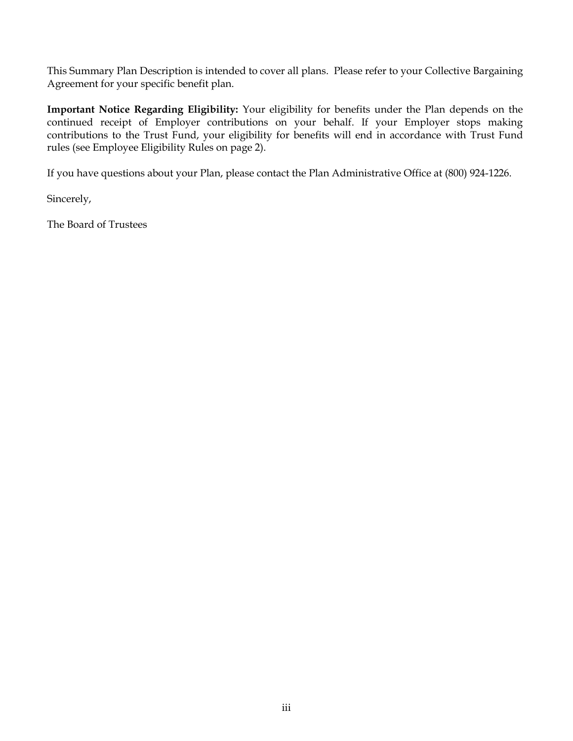This Summary Plan Description is intended to cover all plans. Please refer to your Collective Bargaining Agreement for your specific benefit plan.

**Important Notice Regarding Eligibility:** Your eligibility for benefits under the Plan depends on the continued receipt of Employer contributions on your behalf. If your Employer stops making contributions to the Trust Fund, your eligibility for benefits will end in accordance with Trust Fund rules (see Employee Eligibility Rules on page 2).

If you have questions about your Plan, please contact the Plan Administrative Office at (800) 924-1226.

Sincerely,

The Board of Trustees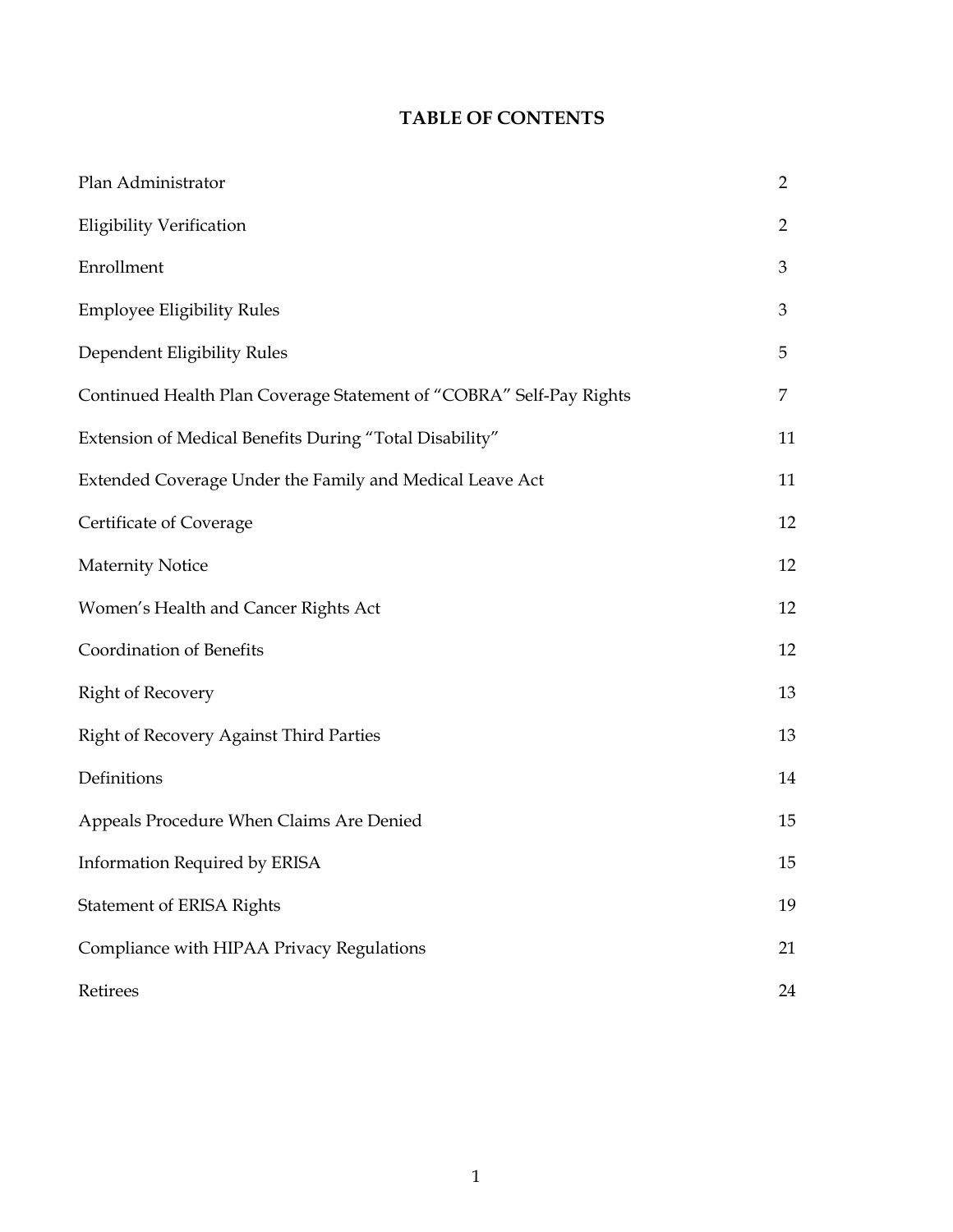# TABLE OF CONTENTS

| | |
|---|---|
| Plan Administrator | 2 |
| Eligibility Verification | 2 |
| Enrollment | 3 |
| Employee Eligibility Rules | 3 |
| Dependent Eligibility Rules | 5 |
| Continued Health Plan Coverage Statement of "COBRA" Self-Pay Rights | 7 |
| Extension of Medical Benefits During "Total Disability" | 11 |
| Extended Coverage Under the Family and Medical Leave Act | 11 |
| Certificate of Coverage | 12 |
| Maternity Notice | 12 |
| Women's Health and Cancer Rights Act | 12 |
| Coordination of Benefits | 12 |
| Right of Recovery | 13 |
| Right of Recovery Against Third Parties | 13 |
| Definitions | 14 |
| Appeals Procedure When Claims Are Denied | 15 |
| Information Required by ERISA | 15 |
| Statement of ERISA Rights | 19 |
| Compliance with HIPAA Privacy Regulations | 21 |
| Retirees | 24 |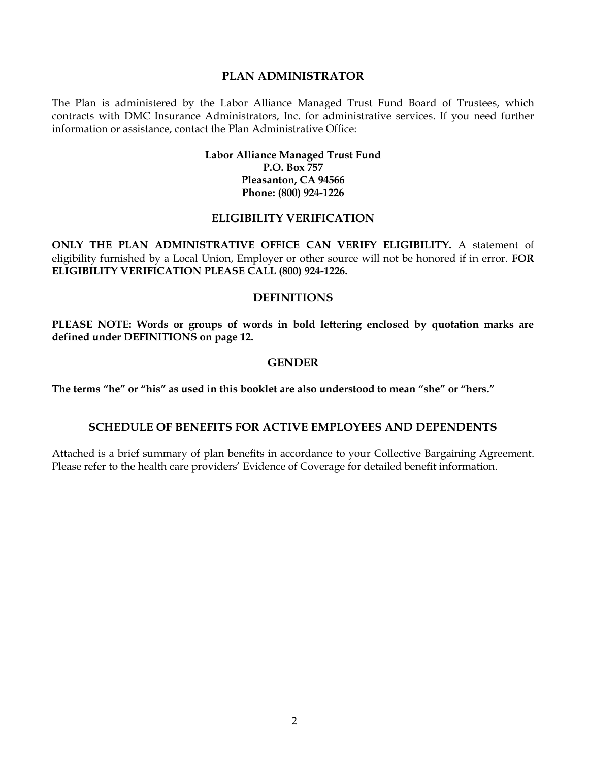## PLAN ADMINISTRATOR

The Plan is administered by the Labor Alliance Managed Trust Fund Board of Trustees, which contracts with DMC Insurance Administrators, Inc. for administrative services. If you need further information or assistance, contact the Plan Administrative Office:

**Labor Alliance Managed Trust Fund**
**P.O. Box 757**
**Pleasanton, CA 94566**
**Phone: (800) 924-1226**

## ELIGIBILITY VERIFICATION

**ONLY THE PLAN ADMINISTRATIVE OFFICE CAN VERIFY ELIGIBILITY.** A statement of eligibility furnished by a Local Union, Employer or other source will not be honored if in error. **FOR ELIGIBILITY VERIFICATION PLEASE CALL (800) 924-1226.**

## DEFINITIONS

**PLEASE NOTE: Words or groups of words in bold lettering enclosed by quotation marks are defined under DEFINITIONS on page 12.**

## GENDER

**The terms "he" or "his" as used in this booklet are also understood to mean "she" or "hers."**

## SCHEDULE OF BENEFITS FOR ACTIVE EMPLOYEES AND DEPENDENTS

Attached is a brief summary of plan benefits in accordance to your Collective Bargaining Agreement. Please refer to the health care providers' Evidence of Coverage for detailed benefit information.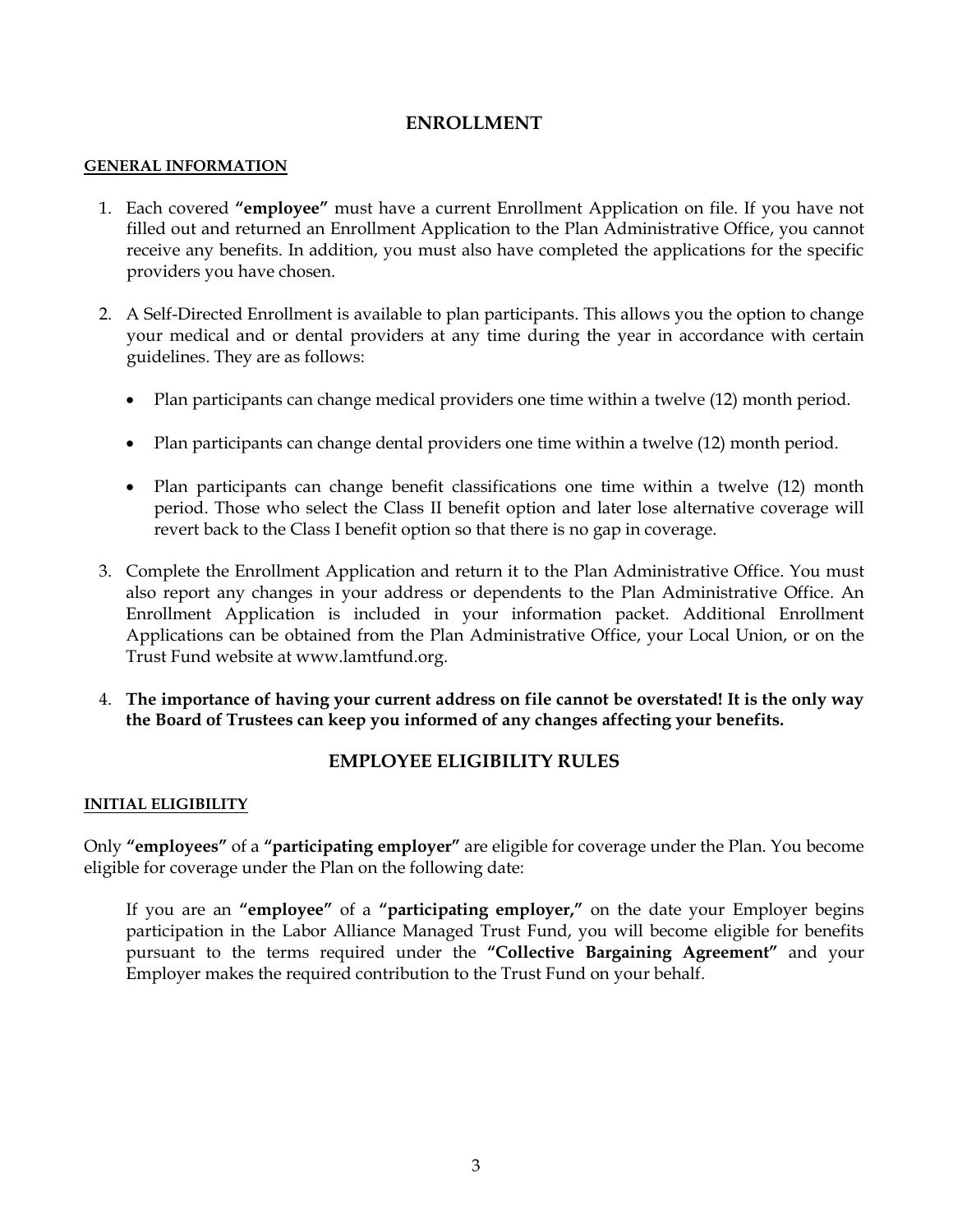# ENROLLMENT

## GENERAL INFORMATION

1. Each covered **"employee"** must have a current Enrollment Application on file. If you have not filled out and returned an Enrollment Application to the Plan Administrative Office, you cannot receive any benefits. In addition, you must also have completed the applications for the specific providers you have chosen.

2. A Self-Directed Enrollment is available to plan participants. This allows you the option to change your medical and or dental providers at any time during the year in accordance with certain guidelines. They are as follows:

   - Plan participants can change medical providers one time within a twelve (12) month period.

   - Plan participants can change dental providers one time within a twelve (12) month period.

   - Plan participants can change benefit classifications one time within a twelve (12) month period. Those who select the Class II benefit option and later lose alternative coverage will revert back to the Class I benefit option so that there is no gap in coverage.

3. Complete the Enrollment Application and return it to the Plan Administrative Office. You must also report any changes in your address or dependents to the Plan Administrative Office. An Enrollment Application is included in your information packet. Additional Enrollment Applications can be obtained from the Plan Administrative Office, your Local Union, or on the Trust Fund website at www.lamtfund.org.

4. **The importance of having your current address on file cannot be overstated! It is the only way the Board of Trustees can keep you informed of any changes affecting your benefits.**

# EMPLOYEE ELIGIBILITY RULES

## INITIAL ELIGIBILITY

Only **"employees"** of a **"participating employer"** are eligible for coverage under the Plan. You become eligible for coverage under the Plan on the following date:

> If you are an **"employee"** of a **"participating employer,"** on the date your Employer begins participation in the Labor Alliance Managed Trust Fund, you will become eligible for benefits pursuant to the terms required under the **"Collective Bargaining Agreement"** and your Employer makes the required contribution to the Trust Fund on your behalf.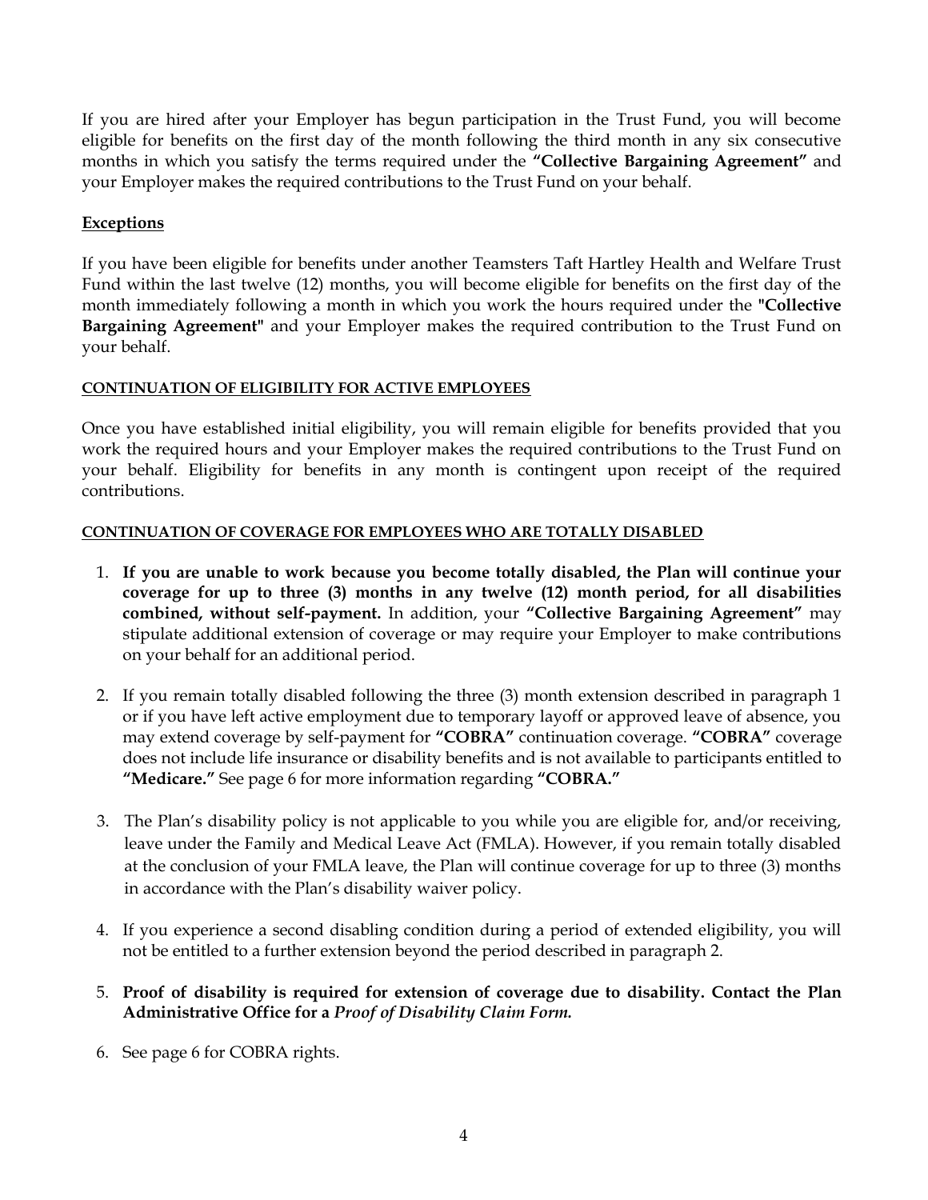If you are hired after your Employer has begun participation in the Trust Fund, you will become eligible for benefits on the first day of the month following the third month in any six consecutive months in which you satisfy the terms required under the **"Collective Bargaining Agreement"** and your Employer makes the required contributions to the Trust Fund on your behalf.

### Exceptions

If you have been eligible for benefits under another Teamsters Taft Hartley Health and Welfare Trust Fund within the last twelve (12) months, you will become eligible for benefits on the first day of the month immediately following a month in which you work the hours required under the **"Collective Bargaining Agreement"** and your Employer makes the required contribution to the Trust Fund on your behalf.

### CONTINUATION OF ELIGIBILITY FOR ACTIVE EMPLOYEES

Once you have established initial eligibility, you will remain eligible for benefits provided that you work the required hours and your Employer makes the required contributions to the Trust Fund on your behalf. Eligibility for benefits in any month is contingent upon receipt of the required contributions.

### CONTINUATION OF COVERAGE FOR EMPLOYEES WHO ARE TOTALLY DISABLED

1. **If you are unable to work because you become totally disabled, the Plan will continue your coverage for up to three (3) months in any twelve (12) month period, for all disabilities combined, without self-payment.** In addition, your **"Collective Bargaining Agreement"** may stipulate additional extension of coverage or may require your Employer to make contributions on your behalf for an additional period.
2. If you remain totally disabled following the three (3) month extension described in paragraph 1 or if you have left active employment due to temporary layoff or approved leave of absence, you may extend coverage by self-payment for **"COBRA"** continuation coverage. **"COBRA"** coverage does not include life insurance or disability benefits and is not available to participants entitled to **"Medicare."** See page 6 for more information regarding **"COBRA."**
3. The Plan's disability policy is not applicable to you while you are eligible for, and/or receiving, leave under the Family and Medical Leave Act (FMLA). However, if you remain totally disabled at the conclusion of your FMLA leave, the Plan will continue coverage for up to three (3) months in accordance with the Plan's disability waiver policy.
4. If you experience a second disabling condition during a period of extended eligibility, you will not be entitled to a further extension beyond the period described in paragraph 2.
5. **Proof of disability is required for extension of coverage due to disability. Contact the Plan Administrative Office for a *Proof of Disability Claim Form.***
6. See page 6 for COBRA rights.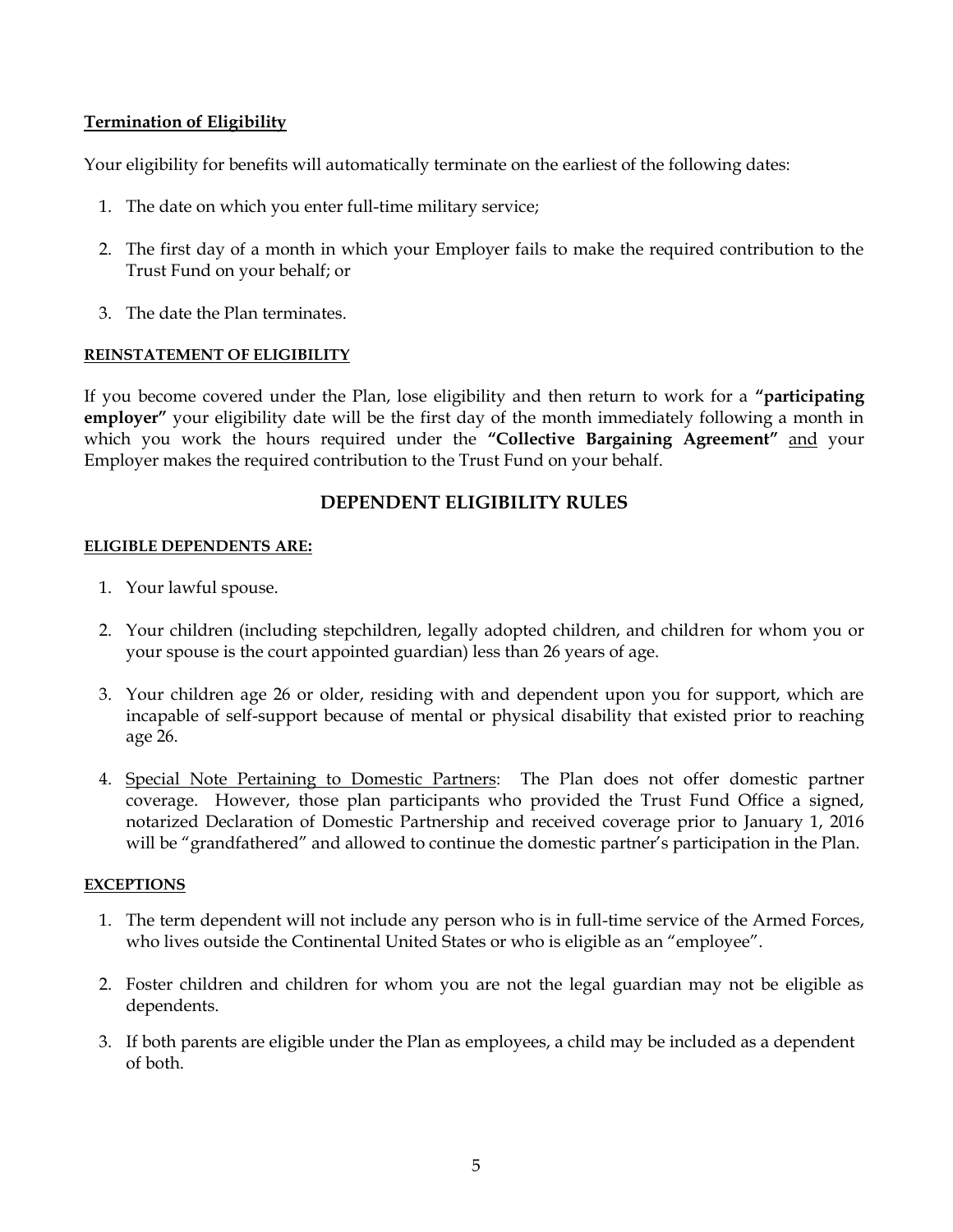**Termination of Eligibility**

Your eligibility for benefits will automatically terminate on the earliest of the following dates:

1. The date on which you enter full-time military service;
2. The first day of a month in which your Employer fails to make the required contribution to the Trust Fund on your behalf; or
3. The date the Plan terminates.

**REINSTATEMENT OF ELIGIBILITY**

If you become covered under the Plan, lose eligibility and then return to work for a **"participating employer"** your eligibility date will be the first day of the month immediately following a month in which you work the hours required under the **"Collective Bargaining Agreement"** and your Employer makes the required contribution to the Trust Fund on your behalf.

## DEPENDENT ELIGIBILITY RULES

**ELIGIBLE DEPENDENTS ARE:**

1. Your lawful spouse.
2. Your children (including stepchildren, legally adopted children, and children for whom you or your spouse is the court appointed guardian) less than 26 years of age.
3. Your children age 26 or older, residing with and dependent upon you for support, which are incapable of self-support because of mental or physical disability that existed prior to reaching age 26.
4. Special Note Pertaining to Domestic Partners: The Plan does not offer domestic partner coverage. However, those plan participants who provided the Trust Fund Office a signed, notarized Declaration of Domestic Partnership and received coverage prior to January 1, 2016 will be "grandfathered" and allowed to continue the domestic partner's participation in the Plan.

**EXCEPTIONS**

1. The term dependent will not include any person who is in full-time service of the Armed Forces, who lives outside the Continental United States or who is eligible as an "employee".
2. Foster children and children for whom you are not the legal guardian may not be eligible as dependents.
3. If both parents are eligible under the Plan as employees, a child may be included as a dependent of both.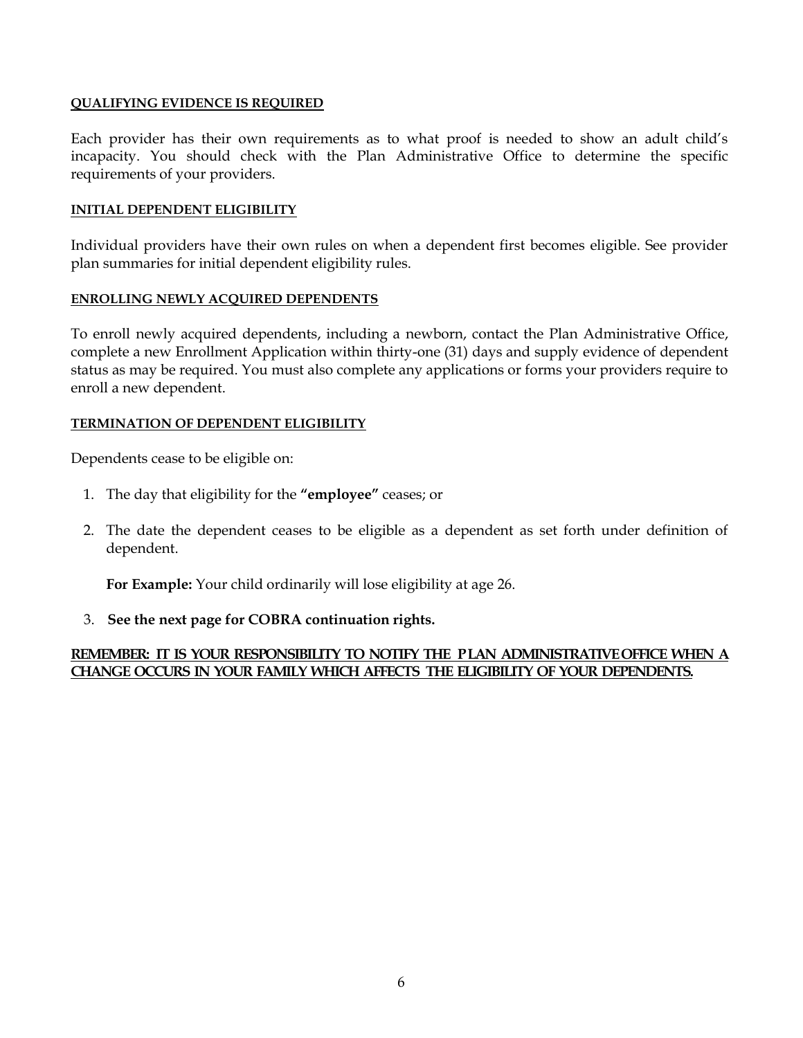**QUALIFYING EVIDENCE IS REQUIRED**

Each provider has their own requirements as to what proof is needed to show an adult child's incapacity. You should check with the Plan Administrative Office to determine the specific requirements of your providers.

**INITIAL DEPENDENT ELIGIBILITY**

Individual providers have their own rules on when a dependent first becomes eligible. See provider plan summaries for initial dependent eligibility rules.

**ENROLLING NEWLY ACQUIRED DEPENDENTS**

To enroll newly acquired dependents, including a newborn, contact the Plan Administrative Office, complete a new Enrollment Application within thirty-one (31) days and supply evidence of dependent status as may be required. You must also complete any applications or forms your providers require to enroll a new dependent.

**TERMINATION OF DEPENDENT ELIGIBILITY**

Dependents cease to be eligible on:

1. The day that eligibility for the **"employee"** ceases; or

2. The date the dependent ceases to be eligible as a dependent as set forth under definition of dependent.

   **For Example:** Your child ordinarily will lose eligibility at age 26.

3. **See the next page for COBRA continuation rights.**

**REMEMBER: IT IS YOUR RESPONSIBILITY TO NOTIFY THE PLAN ADMINISTRATIVE OFFICE WHEN A CHANGE OCCURS IN YOUR FAMILY WHICH AFFECTS THE ELIGIBILITY OF YOUR DEPENDENTS.**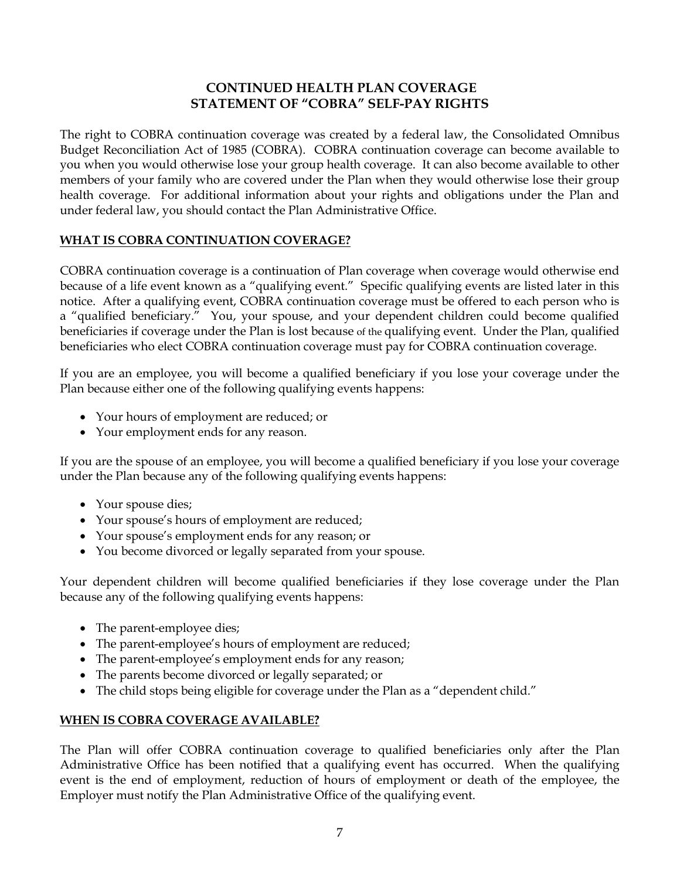# CONTINUED HEALTH PLAN COVERAGE
# STATEMENT OF "COBRA" SELF-PAY RIGHTS

The right to COBRA continuation coverage was created by a federal law, the Consolidated Omnibus Budget Reconciliation Act of 1985 (COBRA). COBRA continuation coverage can become available to you when you would otherwise lose your group health coverage. It can also become available to other members of your family who are covered under the Plan when they would otherwise lose their group health coverage. For additional information about your rights and obligations under the Plan and under federal law, you should contact the Plan Administrative Office.

## WHAT IS COBRA CONTINUATION COVERAGE?

COBRA continuation coverage is a continuation of Plan coverage when coverage would otherwise end because of a life event known as a "qualifying event." Specific qualifying events are listed later in this notice. After a qualifying event, COBRA continuation coverage must be offered to each person who is a "qualified beneficiary." You, your spouse, and your dependent children could become qualified beneficiaries if coverage under the Plan is lost because of the qualifying event. Under the Plan, qualified beneficiaries who elect COBRA continuation coverage must pay for COBRA continuation coverage.

If you are an employee, you will become a qualified beneficiary if you lose your coverage under the Plan because either one of the following qualifying events happens:

- Your hours of employment are reduced; or
- Your employment ends for any reason.

If you are the spouse of an employee, you will become a qualified beneficiary if you lose your coverage under the Plan because any of the following qualifying events happens:

- Your spouse dies;
- Your spouse's hours of employment are reduced;
- Your spouse's employment ends for any reason; or
- You become divorced or legally separated from your spouse.

Your dependent children will become qualified beneficiaries if they lose coverage under the Plan because any of the following qualifying events happens:

- The parent-employee dies;
- The parent-employee's hours of employment are reduced;
- The parent-employee's employment ends for any reason;
- The parents become divorced or legally separated; or
- The child stops being eligible for coverage under the Plan as a "dependent child."

## WHEN IS COBRA COVERAGE AVAILABLE?

The Plan will offer COBRA continuation coverage to qualified beneficiaries only after the Plan Administrative Office has been notified that a qualifying event has occurred. When the qualifying event is the end of employment, reduction of hours of employment or death of the employee, the Employer must notify the Plan Administrative Office of the qualifying event.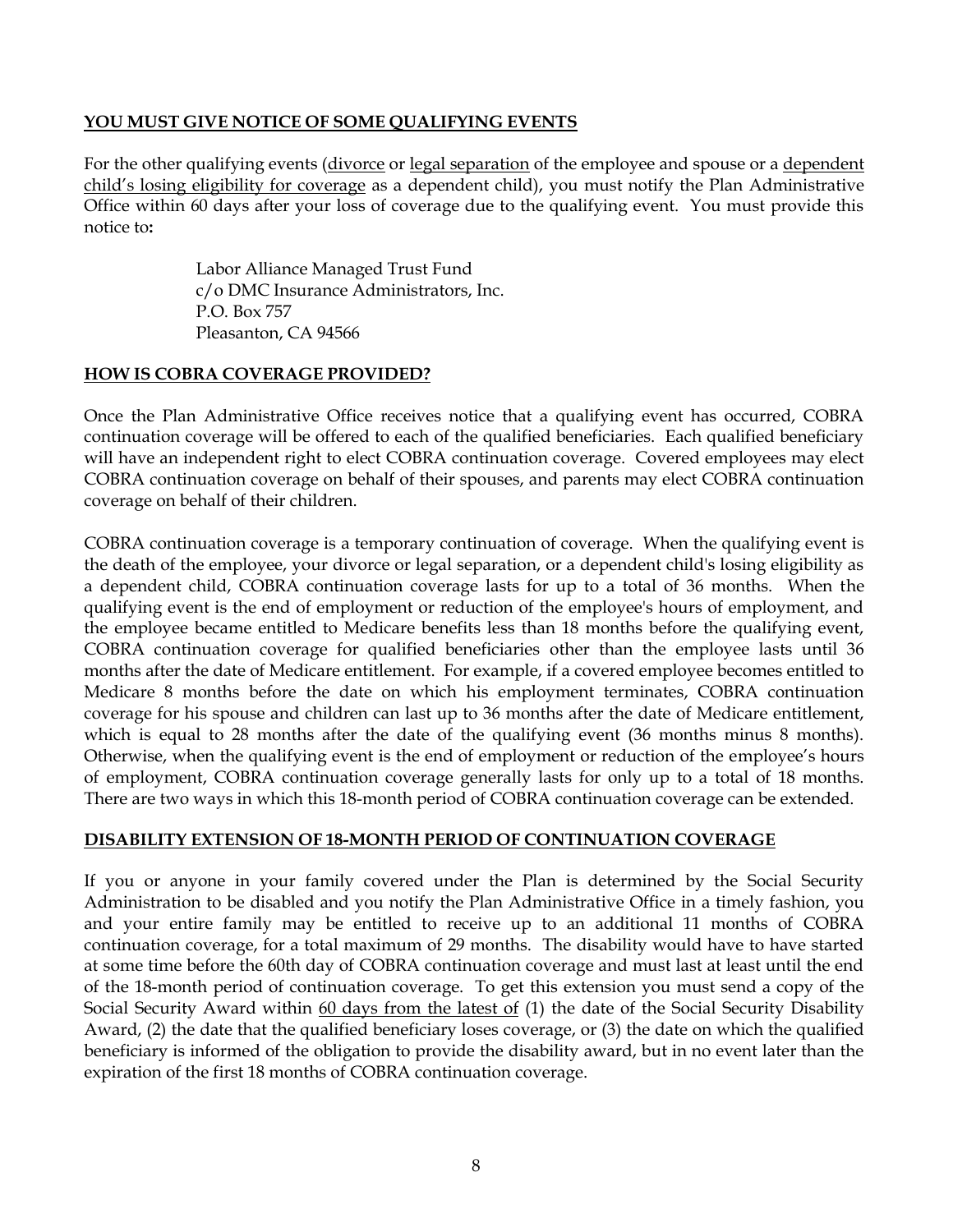## YOU MUST GIVE NOTICE OF SOME QUALIFYING EVENTS

For the other qualifying events (divorce or legal separation of the employee and spouse or a dependent child's losing eligibility for coverage as a dependent child), you must notify the Plan Administrative Office within 60 days after your loss of coverage due to the qualifying event. You must provide this notice to**:**

> Labor Alliance Managed Trust Fund
> c/o DMC Insurance Administrators, Inc.
> P.O. Box 757
> Pleasanton, CA 94566

## HOW IS COBRA COVERAGE PROVIDED?

Once the Plan Administrative Office receives notice that a qualifying event has occurred, COBRA continuation coverage will be offered to each of the qualified beneficiaries. Each qualified beneficiary will have an independent right to elect COBRA continuation coverage. Covered employees may elect COBRA continuation coverage on behalf of their spouses, and parents may elect COBRA continuation coverage on behalf of their children.

COBRA continuation coverage is a temporary continuation of coverage. When the qualifying event is the death of the employee, your divorce or legal separation, or a dependent child's losing eligibility as a dependent child, COBRA continuation coverage lasts for up to a total of 36 months. When the qualifying event is the end of employment or reduction of the employee's hours of employment, and the employee became entitled to Medicare benefits less than 18 months before the qualifying event, COBRA continuation coverage for qualified beneficiaries other than the employee lasts until 36 months after the date of Medicare entitlement. For example, if a covered employee becomes entitled to Medicare 8 months before the date on which his employment terminates, COBRA continuation coverage for his spouse and children can last up to 36 months after the date of Medicare entitlement, which is equal to 28 months after the date of the qualifying event (36 months minus 8 months). Otherwise, when the qualifying event is the end of employment or reduction of the employee's hours of employment, COBRA continuation coverage generally lasts for only up to a total of 18 months. There are two ways in which this 18-month period of COBRA continuation coverage can be extended.

## DISABILITY EXTENSION OF 18-MONTH PERIOD OF CONTINUATION COVERAGE

If you or anyone in your family covered under the Plan is determined by the Social Security Administration to be disabled and you notify the Plan Administrative Office in a timely fashion, you and your entire family may be entitled to receive up to an additional 11 months of COBRA continuation coverage, for a total maximum of 29 months. The disability would have to have started at some time before the 60th day of COBRA continuation coverage and must last at least until the end of the 18-month period of continuation coverage. To get this extension you must send a copy of the Social Security Award within 60 days from the latest of (1) the date of the Social Security Disability Award, (2) the date that the qualified beneficiary loses coverage, or (3) the date on which the qualified beneficiary is informed of the obligation to provide the disability award, but in no event later than the expiration of the first 18 months of COBRA continuation coverage.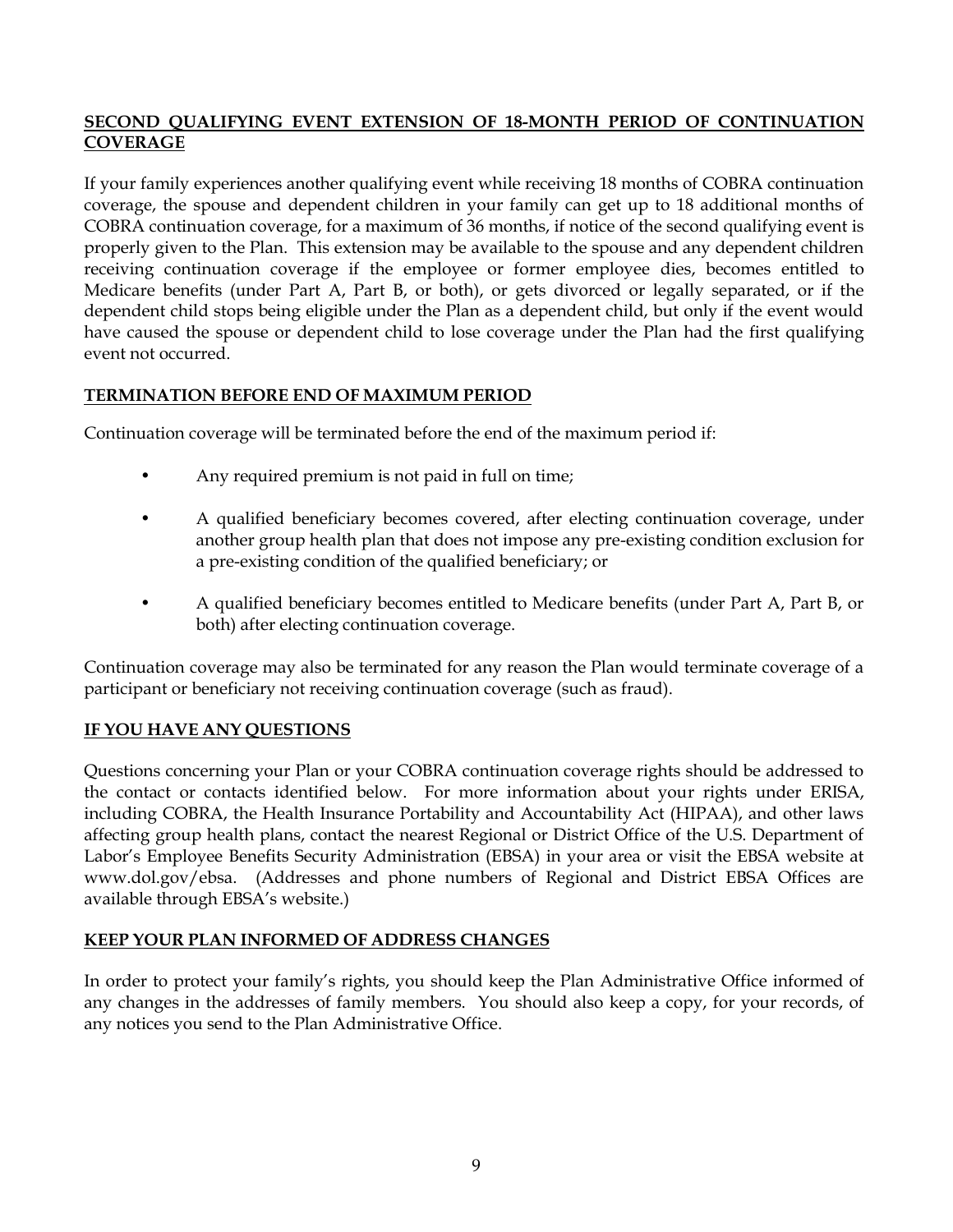## SECOND QUALIFYING EVENT EXTENSION OF 18-MONTH PERIOD OF CONTINUATION COVERAGE

If your family experiences another qualifying event while receiving 18 months of COBRA continuation coverage, the spouse and dependent children in your family can get up to 18 additional months of COBRA continuation coverage, for a maximum of 36 months, if notice of the second qualifying event is properly given to the Plan. This extension may be available to the spouse and any dependent children receiving continuation coverage if the employee or former employee dies, becomes entitled to Medicare benefits (under Part A, Part B, or both), or gets divorced or legally separated, or if the dependent child stops being eligible under the Plan as a dependent child, but only if the event would have caused the spouse or dependent child to lose coverage under the Plan had the first qualifying event not occurred.

## TERMINATION BEFORE END OF MAXIMUM PERIOD

Continuation coverage will be terminated before the end of the maximum period if:

- Any required premium is not paid in full on time;
- A qualified beneficiary becomes covered, after electing continuation coverage, under another group health plan that does not impose any pre-existing condition exclusion for a pre-existing condition of the qualified beneficiary; or
- A qualified beneficiary becomes entitled to Medicare benefits (under Part A, Part B, or both) after electing continuation coverage.

Continuation coverage may also be terminated for any reason the Plan would terminate coverage of a participant or beneficiary not receiving continuation coverage (such as fraud).

## IF YOU HAVE ANY QUESTIONS

Questions concerning your Plan or your COBRA continuation coverage rights should be addressed to the contact or contacts identified below. For more information about your rights under ERISA, including COBRA, the Health Insurance Portability and Accountability Act (HIPAA), and other laws affecting group health plans, contact the nearest Regional or District Office of the U.S. Department of Labor's Employee Benefits Security Administration (EBSA) in your area or visit the EBSA website at www.dol.gov/ebsa. (Addresses and phone numbers of Regional and District EBSA Offices are available through EBSA's website.)

## KEEP YOUR PLAN INFORMED OF ADDRESS CHANGES

In order to protect your family's rights, you should keep the Plan Administrative Office informed of any changes in the addresses of family members. You should also keep a copy, for your records, of any notices you send to the Plan Administrative Office.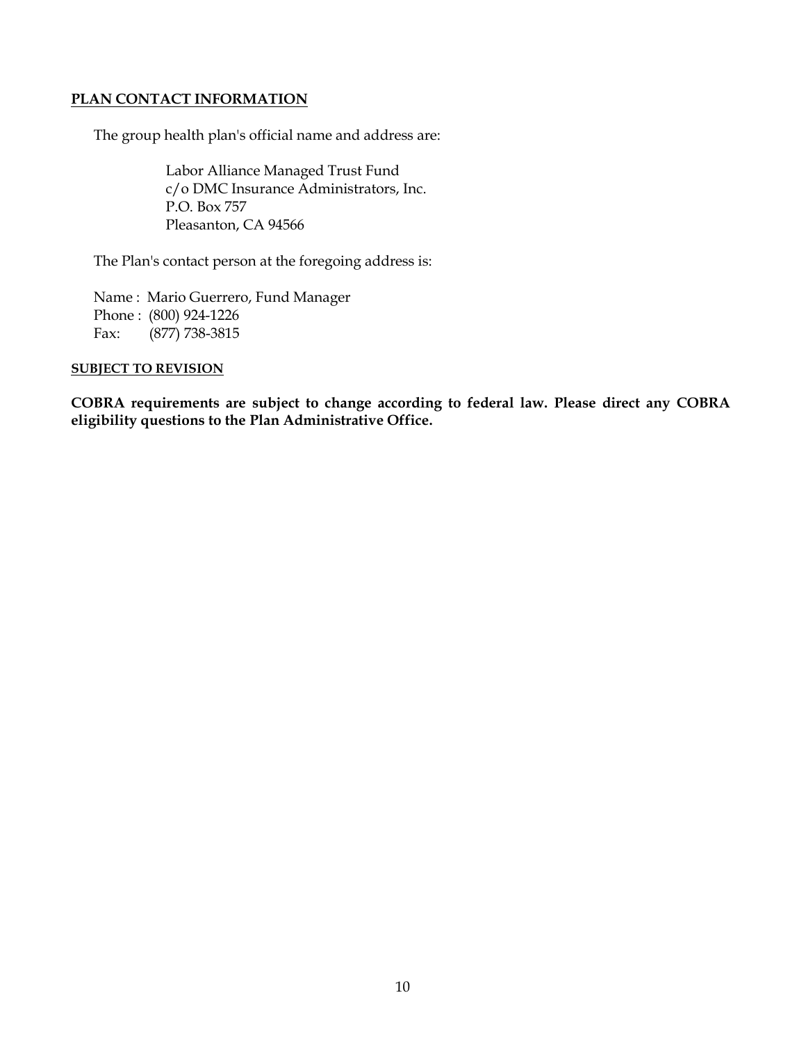## PLAN CONTACT INFORMATION

The group health plan's official name and address are:

Labor Alliance Managed Trust Fund  
c/o DMC Insurance Administrators, Inc.  
P.O. Box 757  
Pleasanton, CA 94566

The Plan's contact person at the foregoing address is:

Name : Mario Guerrero, Fund Manager  
Phone : (800) 924-1226  
Fax: (877) 738-3815

### SUBJECT TO REVISION

**COBRA requirements are subject to change according to federal law. Please direct any COBRA eligibility questions to the Plan Administrative Office.**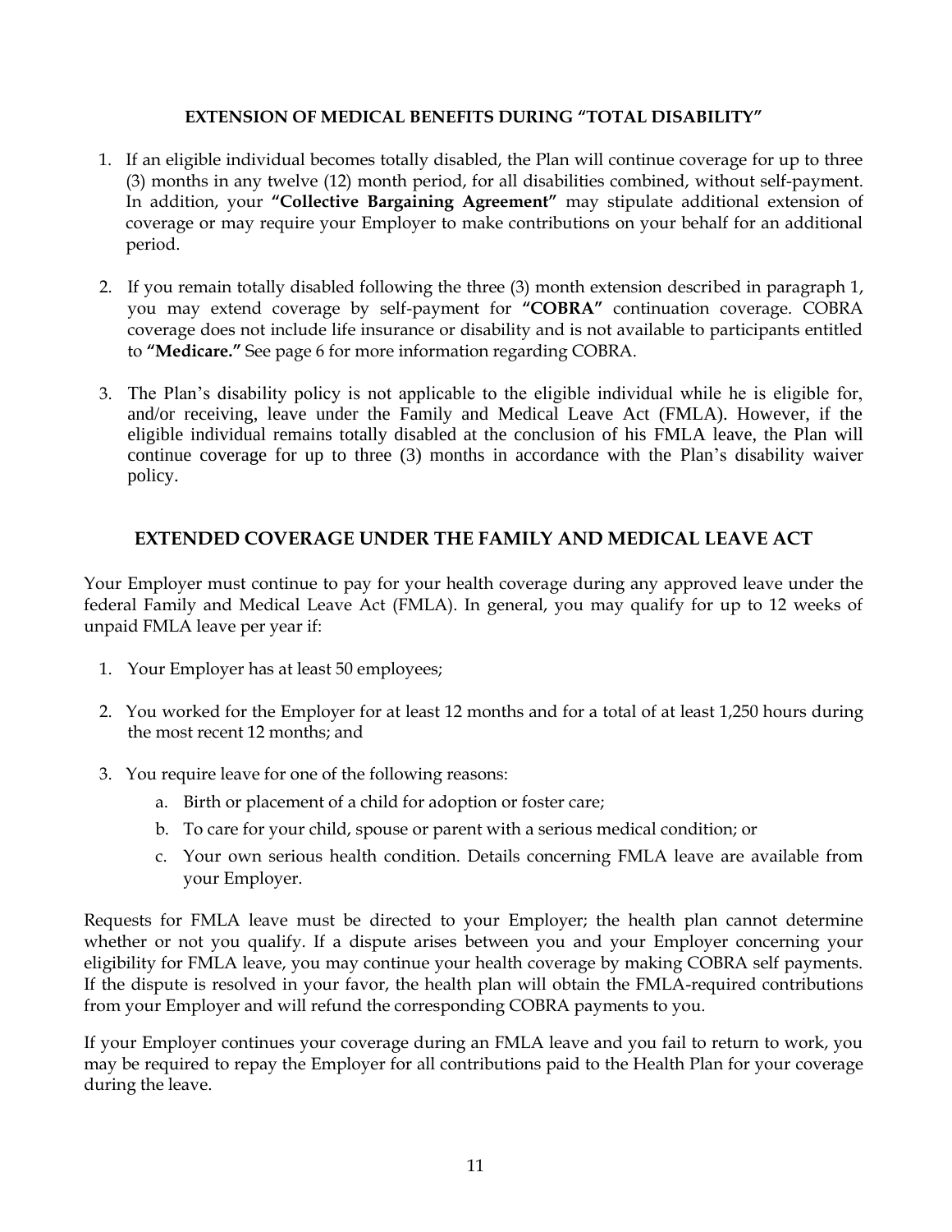## EXTENSION OF MEDICAL BENEFITS DURING "TOTAL DISABILITY"

1. If an eligible individual becomes totally disabled, the Plan will continue coverage for up to three (3) months in any twelve (12) month period, for all disabilities combined, without self-payment. In addition, your **"Collective Bargaining Agreement"** may stipulate additional extension of coverage or may require your Employer to make contributions on your behalf for an additional period.

2. If you remain totally disabled following the three (3) month extension described in paragraph 1, you may extend coverage by self-payment for **"COBRA"** continuation coverage. COBRA coverage does not include life insurance or disability and is not available to participants entitled to **"Medicare."** See page 6 for more information regarding COBRA.

3. The Plan's disability policy is not applicable to the eligible individual while he is eligible for, and/or receiving, leave under the Family and Medical Leave Act (FMLA). However, if the eligible individual remains totally disabled at the conclusion of his FMLA leave, the Plan will continue coverage for up to three (3) months in accordance with the Plan's disability waiver policy.

## EXTENDED COVERAGE UNDER THE FAMILY AND MEDICAL LEAVE ACT

Your Employer must continue to pay for your health coverage during any approved leave under the federal Family and Medical Leave Act (FMLA). In general, you may qualify for up to 12 weeks of unpaid FMLA leave per year if:

1. Your Employer has at least 50 employees;

2. You worked for the Employer for at least 12 months and for a total of at least 1,250 hours during the most recent 12 months; and

3. You require leave for one of the following reasons:
   a. Birth or placement of a child for adoption or foster care;
   b. To care for your child, spouse or parent with a serious medical condition; or
   c. Your own serious health condition. Details concerning FMLA leave are available from your Employer.

Requests for FMLA leave must be directed to your Employer; the health plan cannot determine whether or not you qualify. If a dispute arises between you and your Employer concerning your eligibility for FMLA leave, you may continue your health coverage by making COBRA self payments. If the dispute is resolved in your favor, the health plan will obtain the FMLA-required contributions from your Employer and will refund the corresponding COBRA payments to you.

If your Employer continues your coverage during an FMLA leave and you fail to return to work, you may be required to repay the Employer for all contributions paid to the Health Plan for your coverage during the leave.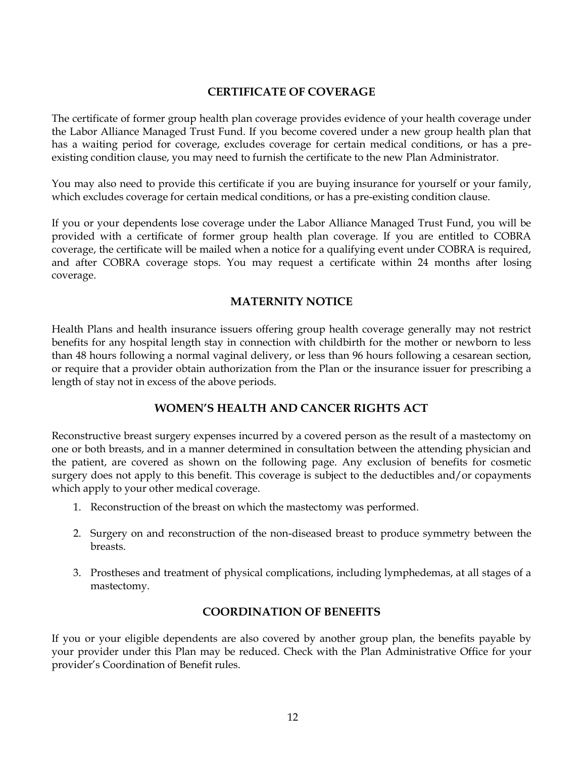## CERTIFICATE OF COVERAGE

The certificate of former group health plan coverage provides evidence of your health coverage under the Labor Alliance Managed Trust Fund. If you become covered under a new group health plan that has a waiting period for coverage, excludes coverage for certain medical conditions, or has a pre-existing condition clause, you may need to furnish the certificate to the new Plan Administrator.

You may also need to provide this certificate if you are buying insurance for yourself or your family, which excludes coverage for certain medical conditions, or has a pre-existing condition clause.

If you or your dependents lose coverage under the Labor Alliance Managed Trust Fund, you will be provided with a certificate of former group health plan coverage. If you are entitled to COBRA coverage, the certificate will be mailed when a notice for a qualifying event under COBRA is required, and after COBRA coverage stops. You may request a certificate within 24 months after losing coverage.

## MATERNITY NOTICE

Health Plans and health insurance issuers offering group health coverage generally may not restrict benefits for any hospital length stay in connection with childbirth for the mother or newborn to less than 48 hours following a normal vaginal delivery, or less than 96 hours following a cesarean section, or require that a provider obtain authorization from the Plan or the insurance issuer for prescribing a length of stay not in excess of the above periods.

## WOMEN'S HEALTH AND CANCER RIGHTS ACT

Reconstructive breast surgery expenses incurred by a covered person as the result of a mastectomy on one or both breasts, and in a manner determined in consultation between the attending physician and the patient, are covered as shown on the following page. Any exclusion of benefits for cosmetic surgery does not apply to this benefit. This coverage is subject to the deductibles and/or copayments which apply to your other medical coverage.

1. Reconstruction of the breast on which the mastectomy was performed.

2. Surgery on and reconstruction of the non-diseased breast to produce symmetry between the breasts.

3. Prostheses and treatment of physical complications, including lymphedemas, at all stages of a mastectomy.

## COORDINATION OF BENEFITS

If you or your eligible dependents are also covered by another group plan, the benefits payable by your provider under this Plan may be reduced. Check with the Plan Administrative Office for your provider's Coordination of Benefit rules.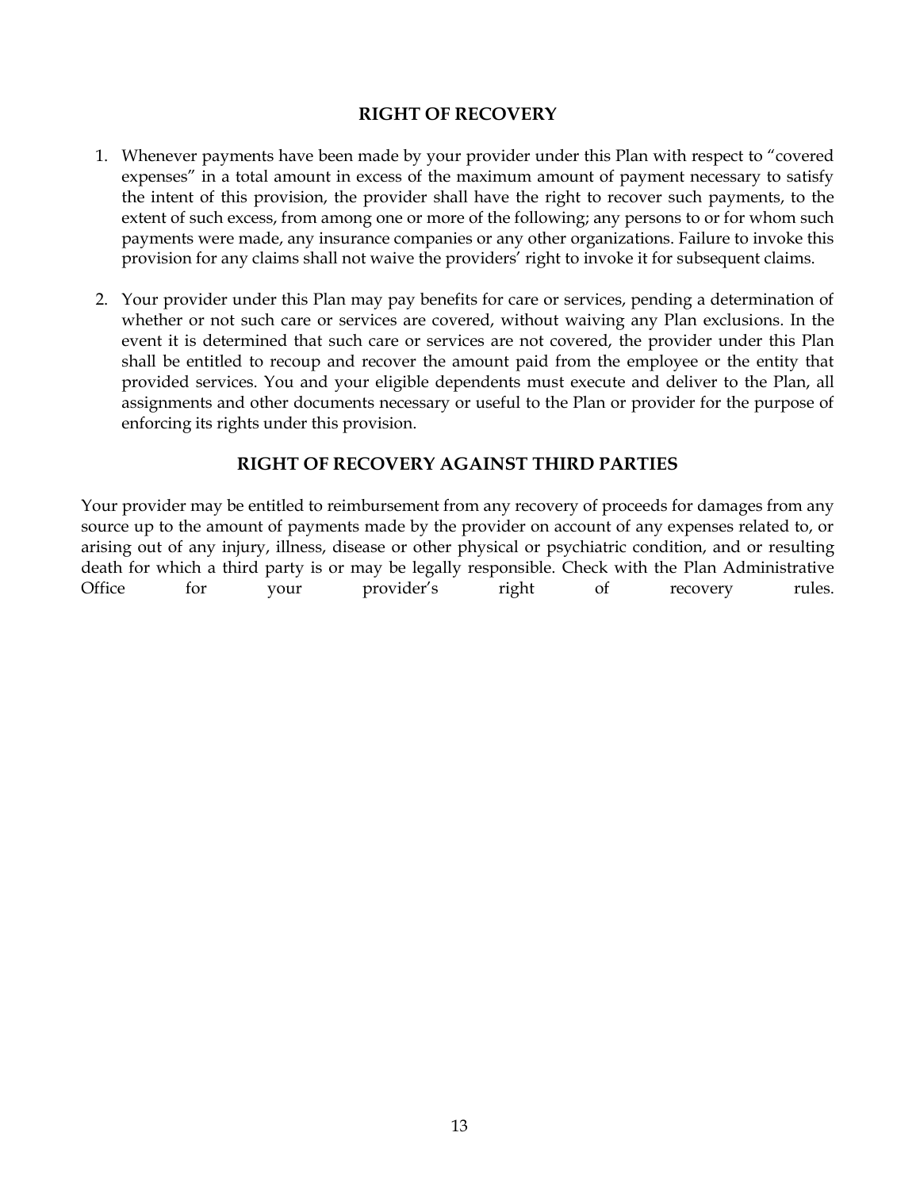## RIGHT OF RECOVERY

1. Whenever payments have been made by your provider under this Plan with respect to "covered expenses" in a total amount in excess of the maximum amount of payment necessary to satisfy the intent of this provision, the provider shall have the right to recover such payments, to the extent of such excess, from among one or more of the following; any persons to or for whom such payments were made, any insurance companies or any other organizations. Failure to invoke this provision for any claims shall not waive the providers' right to invoke it for subsequent claims.

2. Your provider under this Plan may pay benefits for care or services, pending a determination of whether or not such care or services are covered, without waiving any Plan exclusions. In the event it is determined that such care or services are not covered, the provider under this Plan shall be entitled to recoup and recover the amount paid from the employee or the entity that provided services. You and your eligible dependents must execute and deliver to the Plan, all assignments and other documents necessary or useful to the Plan or provider for the purpose of enforcing its rights under this provision.

## RIGHT OF RECOVERY AGAINST THIRD PARTIES

Your provider may be entitled to reimbursement from any recovery of proceeds for damages from any source up to the amount of payments made by the provider on account of any expenses related to, or arising out of any injury, illness, disease or other physical or psychiatric condition, and or resulting death for which a third party is or may be legally responsible. Check with the Plan Administrative Office for your provider's right of recovery rules.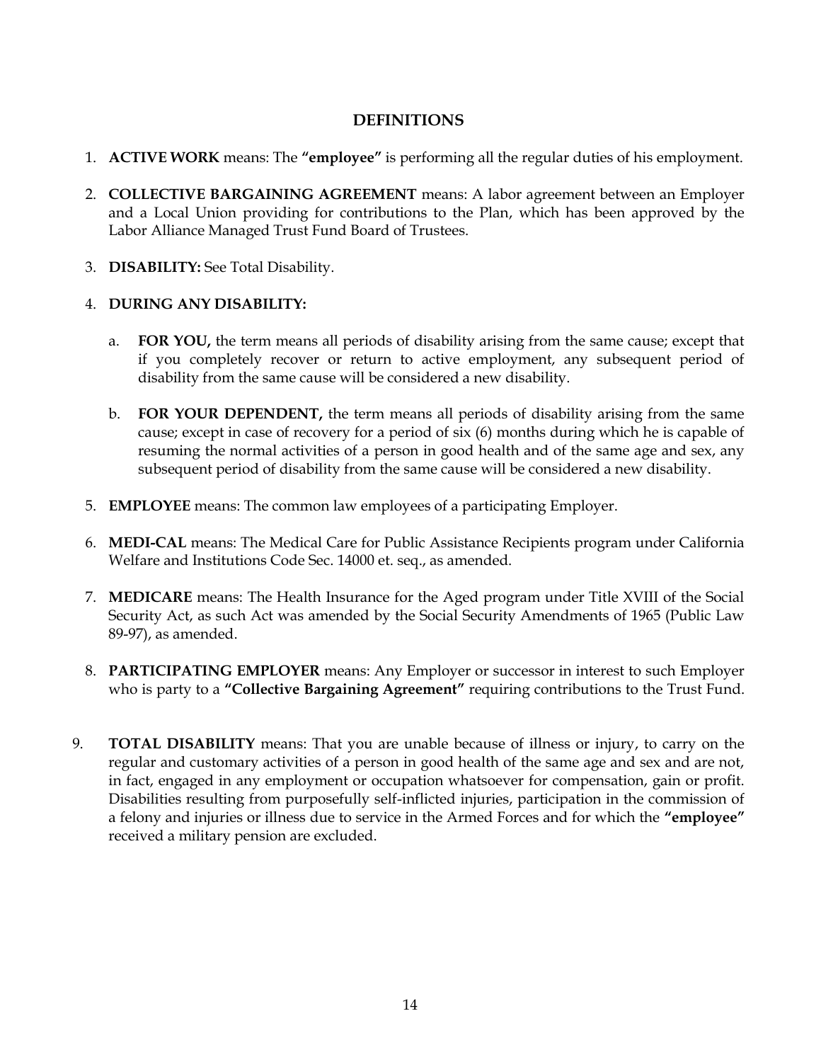## DEFINITIONS

1. **ACTIVE WORK** means: The **"employee"** is performing all the regular duties of his employment.

2. **COLLECTIVE BARGAINING AGREEMENT** means: A labor agreement between an Employer and a Local Union providing for contributions to the Plan, which has been approved by the Labor Alliance Managed Trust Fund Board of Trustees.

3. **DISABILITY:** See Total Disability.

4. **DURING ANY DISABILITY:**

   a. **FOR YOU,** the term means all periods of disability arising from the same cause; except that if you completely recover or return to active employment, any subsequent period of disability from the same cause will be considered a new disability.

   b. **FOR YOUR DEPENDENT,** the term means all periods of disability arising from the same cause; except in case of recovery for a period of six (6) months during which he is capable of resuming the normal activities of a person in good health and of the same age and sex, any subsequent period of disability from the same cause will be considered a new disability.

5. **EMPLOYEE** means: The common law employees of a participating Employer.

6. **MEDI-CAL** means: The Medical Care for Public Assistance Recipients program under California Welfare and Institutions Code Sec. 14000 et. seq., as amended.

7. **MEDICARE** means: The Health Insurance for the Aged program under Title XVIII of the Social Security Act, as such Act was amended by the Social Security Amendments of 1965 (Public Law 89-97), as amended.

8. **PARTICIPATING EMPLOYER** means: Any Employer or successor in interest to such Employer who is party to a **"Collective Bargaining Agreement"** requiring contributions to the Trust Fund.

9. **TOTAL DISABILITY** means: That you are unable because of illness or injury, to carry on the regular and customary activities of a person in good health of the same age and sex and are not, in fact, engaged in any employment or occupation whatsoever for compensation, gain or profit. Disabilities resulting from purposefully self-inflicted injuries, participation in the commission of a felony and injuries or illness due to service in the Armed Forces and for which the **"employee"** received a military pension are excluded.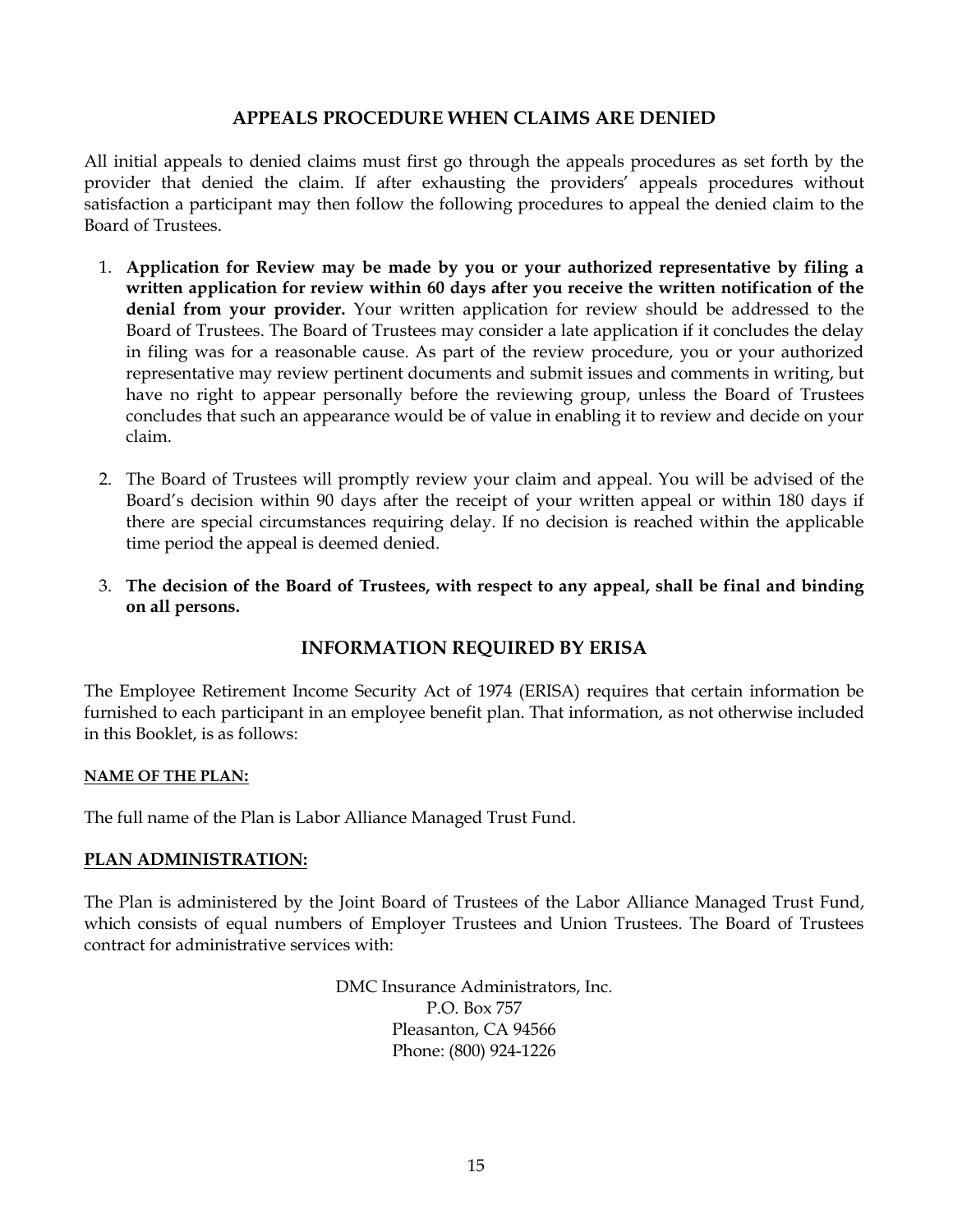## APPEALS PROCEDURE WHEN CLAIMS ARE DENIED

All initial appeals to denied claims must first go through the appeals procedures as set forth by the provider that denied the claim. If after exhausting the providers' appeals procedures without satisfaction a participant may then follow the following procedures to appeal the denied claim to the Board of Trustees.

1. **Application for Review may be made by you or your authorized representative by filing a written application for review within 60 days after you receive the written notification of the denial from your provider.** Your written application for review should be addressed to the Board of Trustees. The Board of Trustees may consider a late application if it concludes the delay in filing was for a reasonable cause. As part of the review procedure, you or your authorized representative may review pertinent documents and submit issues and comments in writing, but have no right to appear personally before the reviewing group, unless the Board of Trustees concludes that such an appearance would be of value in enabling it to review and decide on your claim.

2. The Board of Trustees will promptly review your claim and appeal. You will be advised of the Board's decision within 90 days after the receipt of your written appeal or within 180 days if there are special circumstances requiring delay. If no decision is reached within the applicable time period the appeal is deemed denied.

3. **The decision of the Board of Trustees, with respect to any appeal, shall be final and binding on all persons.**

## INFORMATION REQUIRED BY ERISA

The Employee Retirement Income Security Act of 1974 (ERISA) requires that certain information be furnished to each participant in an employee benefit plan. That information, as not otherwise included in this Booklet, is as follows:

**NAME OF THE PLAN:**

The full name of the Plan is Labor Alliance Managed Trust Fund.

**PLAN ADMINISTRATION:**

The Plan is administered by the Joint Board of Trustees of the Labor Alliance Managed Trust Fund, which consists of equal numbers of Employer Trustees and Union Trustees. The Board of Trustees contract for administrative services with:

DMC Insurance Administrators, Inc.
P.O. Box 757
Pleasanton, CA 94566
Phone: (800) 924-1226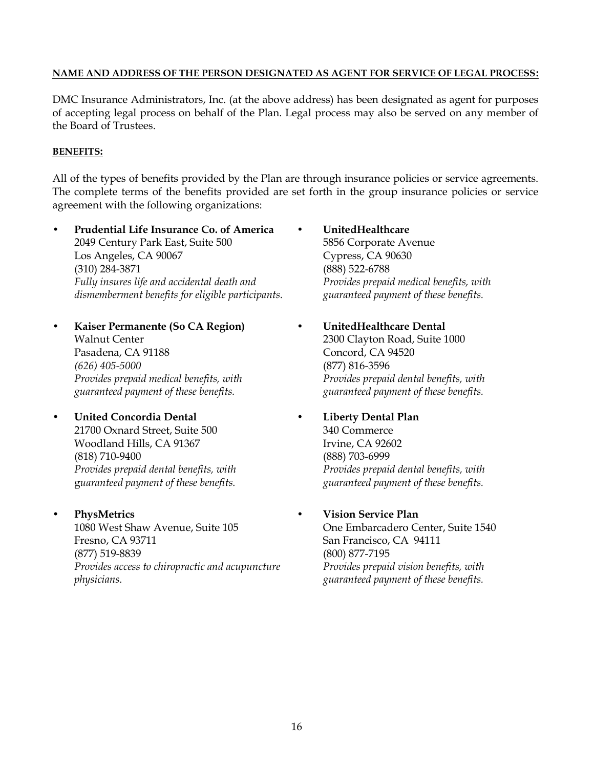**NAME AND ADDRESS OF THE PERSON DESIGNATED AS AGENT FOR SERVICE OF LEGAL PROCESS:**

DMC Insurance Administrators, Inc. (at the above address) has been designated as agent for purposes of accepting legal process on behalf of the Plan. Legal process may also be served on any member of the Board of Trustees.

**BENEFITS:**

All of the types of benefits provided by the Plan are through insurance policies or service agreements. The complete terms of the benefits provided are set forth in the group insurance policies or service agreement with the following organizations:

- **Prudential Life Insurance Co. of America**
  2049 Century Park East, Suite 500
  Los Angeles, CA 90067
  (310) 284-3871
  *Fully insures life and accidental death and dismemberment benefits for eligible participants.*

- **Kaiser Permanente (So CA Region)**
  Walnut Center
  Pasadena, CA 91188
  *(626) 405-5000*
  *Provides prepaid medical benefits, with guaranteed payment of these benefits.*

- **United Concordia Dental**
  21700 Oxnard Street, Suite 500
  Woodland Hills, CA 91367
  (818) 710-9400
  *Provides prepaid dental benefits, with guaranteed payment of these benefits.*

- **PhysMetrics**
  1080 West Shaw Avenue, Suite 105
  Fresno, CA 93711
  (877) 519-8839
  *Provides access to chiropractic and acupuncture physicians.*

- **UnitedHealthcare**
  5856 Corporate Avenue
  Cypress, CA 90630
  (888) 522-6788
  *Provides prepaid medical benefits, with guaranteed payment of these benefits.*

- **UnitedHealthcare Dental**
  2300 Clayton Road, Suite 1000
  Concord, CA 94520
  (877) 816-3596
  *Provides prepaid dental benefits, with guaranteed payment of these benefits.*

- **Liberty Dental Plan**
  340 Commerce
  Irvine, CA 92602
  (888) 703-6999
  *Provides prepaid dental benefits, with guaranteed payment of these benefits.*

- **Vision Service Plan**
  One Embarcadero Center, Suite 1540
  San Francisco, CA 94111
  (800) 877-7195
  *Provides prepaid vision benefits, with guaranteed payment of these benefits.*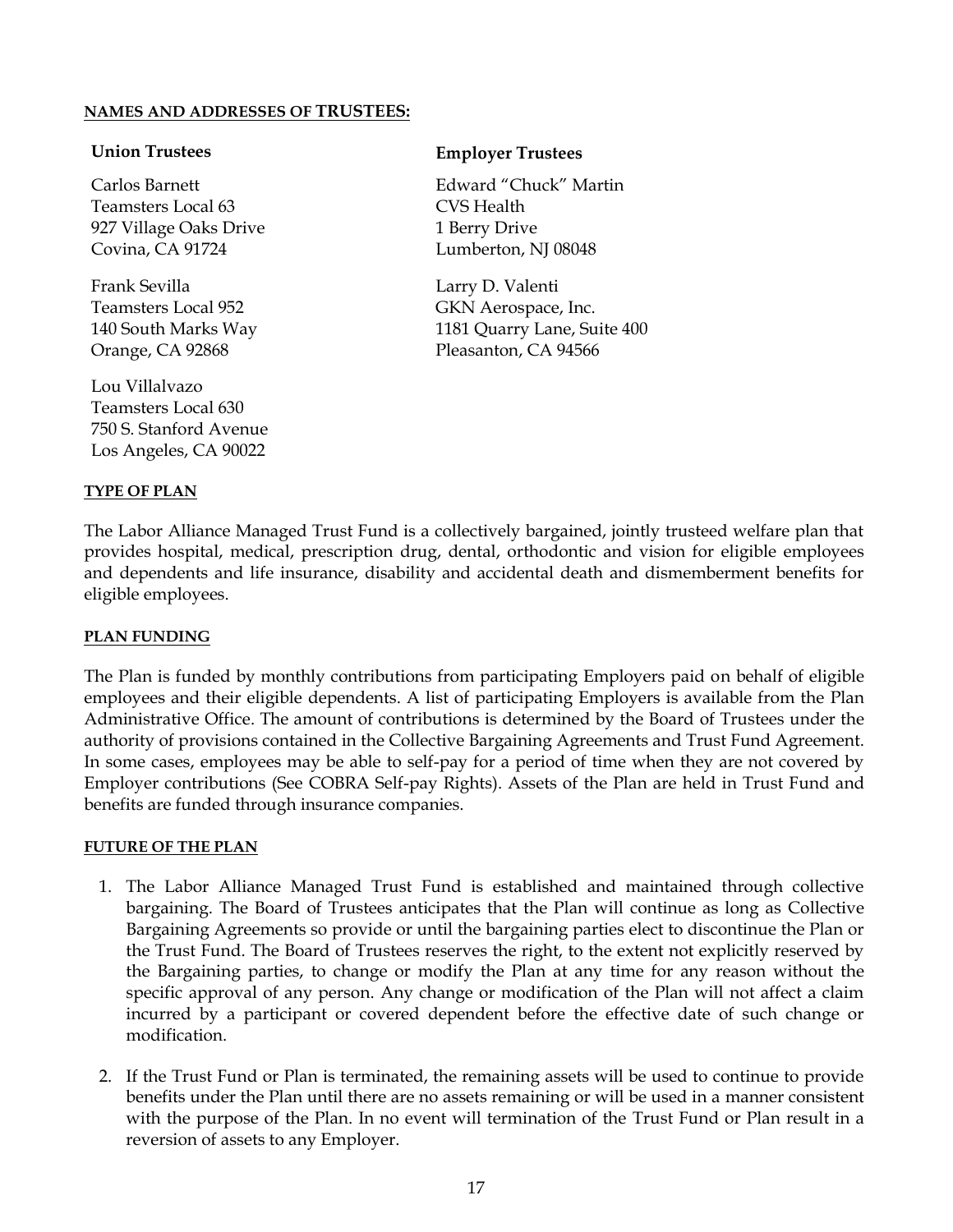**NAMES AND ADDRESSES OF TRUSTEES:**

**Union Trustees**

Carlos Barnett
Teamsters Local 63
927 Village Oaks Drive
Covina, CA 91724

Frank Sevilla
Teamsters Local 952
140 South Marks Way
Orange, CA 92868

Lou Villalvazo
Teamsters Local 630
750 S. Stanford Avenue
Los Angeles, CA 90022

**Employer Trustees**

Edward "Chuck" Martin
CVS Health
1 Berry Drive
Lumberton, NJ 08048

Larry D. Valenti
GKN Aerospace, Inc.
1181 Quarry Lane, Suite 400
Pleasanton, CA 94566

**TYPE OF PLAN**

The Labor Alliance Managed Trust Fund is a collectively bargained, jointly trusteed welfare plan that provides hospital, medical, prescription drug, dental, orthodontic and vision for eligible employees and dependents and life insurance, disability and accidental death and dismemberment benefits for eligible employees.

**PLAN FUNDING**

The Plan is funded by monthly contributions from participating Employers paid on behalf of eligible employees and their eligible dependents. A list of participating Employers is available from the Plan Administrative Office. The amount of contributions is determined by the Board of Trustees under the authority of provisions contained in the Collective Bargaining Agreements and Trust Fund Agreement. In some cases, employees may be able to self-pay for a period of time when they are not covered by Employer contributions (See COBRA Self-pay Rights). Assets of the Plan are held in Trust Fund and benefits are funded through insurance companies.

**FUTURE OF THE PLAN**

1. The Labor Alliance Managed Trust Fund is established and maintained through collective bargaining. The Board of Trustees anticipates that the Plan will continue as long as Collective Bargaining Agreements so provide or until the bargaining parties elect to discontinue the Plan or the Trust Fund. The Board of Trustees reserves the right, to the extent not explicitly reserved by the Bargaining parties, to change or modify the Plan at any time for any reason without the specific approval of any person. Any change or modification of the Plan will not affect a claim incurred by a participant or covered dependent before the effective date of such change or modification.

2. If the Trust Fund or Plan is terminated, the remaining assets will be used to continue to provide benefits under the Plan until there are no assets remaining or will be used in a manner consistent with the purpose of the Plan. In no event will termination of the Trust Fund or Plan result in a reversion of assets to any Employer.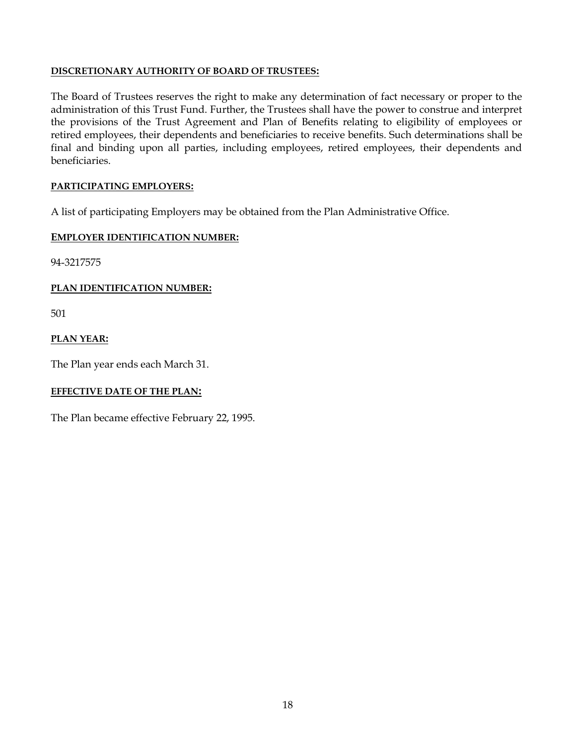**DISCRETIONARY AUTHORITY OF BOARD OF TRUSTEES:**

The Board of Trustees reserves the right to make any determination of fact necessary or proper to the administration of this Trust Fund. Further, the Trustees shall have the power to construe and interpret the provisions of the Trust Agreement and Plan of Benefits relating to eligibility of employees or retired employees, their dependents and beneficiaries to receive benefits. Such determinations shall be final and binding upon all parties, including employees, retired employees, their dependents and beneficiaries.

**PARTICIPATING EMPLOYERS:**

A list of participating Employers may be obtained from the Plan Administrative Office.

**EMPLOYER IDENTIFICATION NUMBER:**

94-3217575

**PLAN IDENTIFICATION NUMBER:**

501

**PLAN YEAR:**

The Plan year ends each March 31.

**EFFECTIVE DATE OF THE PLAN:**

The Plan became effective February 22, 1995.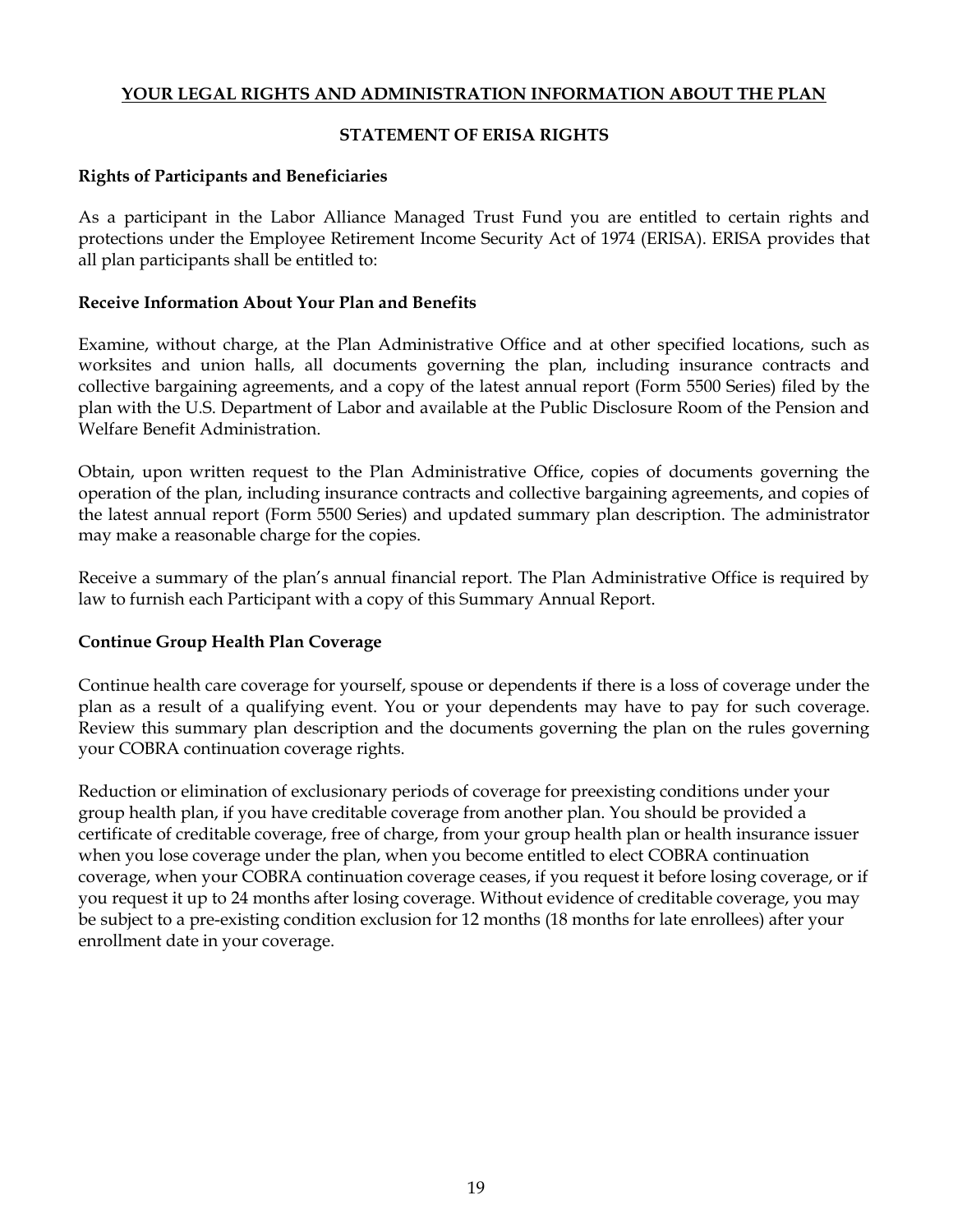## YOUR LEGAL RIGHTS AND ADMINISTRATION INFORMATION ABOUT THE PLAN

### STATEMENT OF ERISA RIGHTS

**Rights of Participants and Beneficiaries**

As a participant in the Labor Alliance Managed Trust Fund you are entitled to certain rights and protections under the Employee Retirement Income Security Act of 1974 (ERISA). ERISA provides that all plan participants shall be entitled to:

**Receive Information About Your Plan and Benefits**

Examine, without charge, at the Plan Administrative Office and at other specified locations, such as worksites and union halls, all documents governing the plan, including insurance contracts and collective bargaining agreements, and a copy of the latest annual report (Form 5500 Series) filed by the plan with the U.S. Department of Labor and available at the Public Disclosure Room of the Pension and Welfare Benefit Administration.

Obtain, upon written request to the Plan Administrative Office, copies of documents governing the operation of the plan, including insurance contracts and collective bargaining agreements, and copies of the latest annual report (Form 5500 Series) and updated summary plan description. The administrator may make a reasonable charge for the copies.

Receive a summary of the plan's annual financial report. The Plan Administrative Office is required by law to furnish each Participant with a copy of this Summary Annual Report.

**Continue Group Health Plan Coverage**

Continue health care coverage for yourself, spouse or dependents if there is a loss of coverage under the plan as a result of a qualifying event. You or your dependents may have to pay for such coverage. Review this summary plan description and the documents governing the plan on the rules governing your COBRA continuation coverage rights.

Reduction or elimination of exclusionary periods of coverage for preexisting conditions under your group health plan, if you have creditable coverage from another plan. You should be provided a certificate of creditable coverage, free of charge, from your group health plan or health insurance issuer when you lose coverage under the plan, when you become entitled to elect COBRA continuation coverage, when your COBRA continuation coverage ceases, if you request it before losing coverage, or if you request it up to 24 months after losing coverage. Without evidence of creditable coverage, you may be subject to a pre-existing condition exclusion for 12 months (18 months for late enrollees) after your enrollment date in your coverage.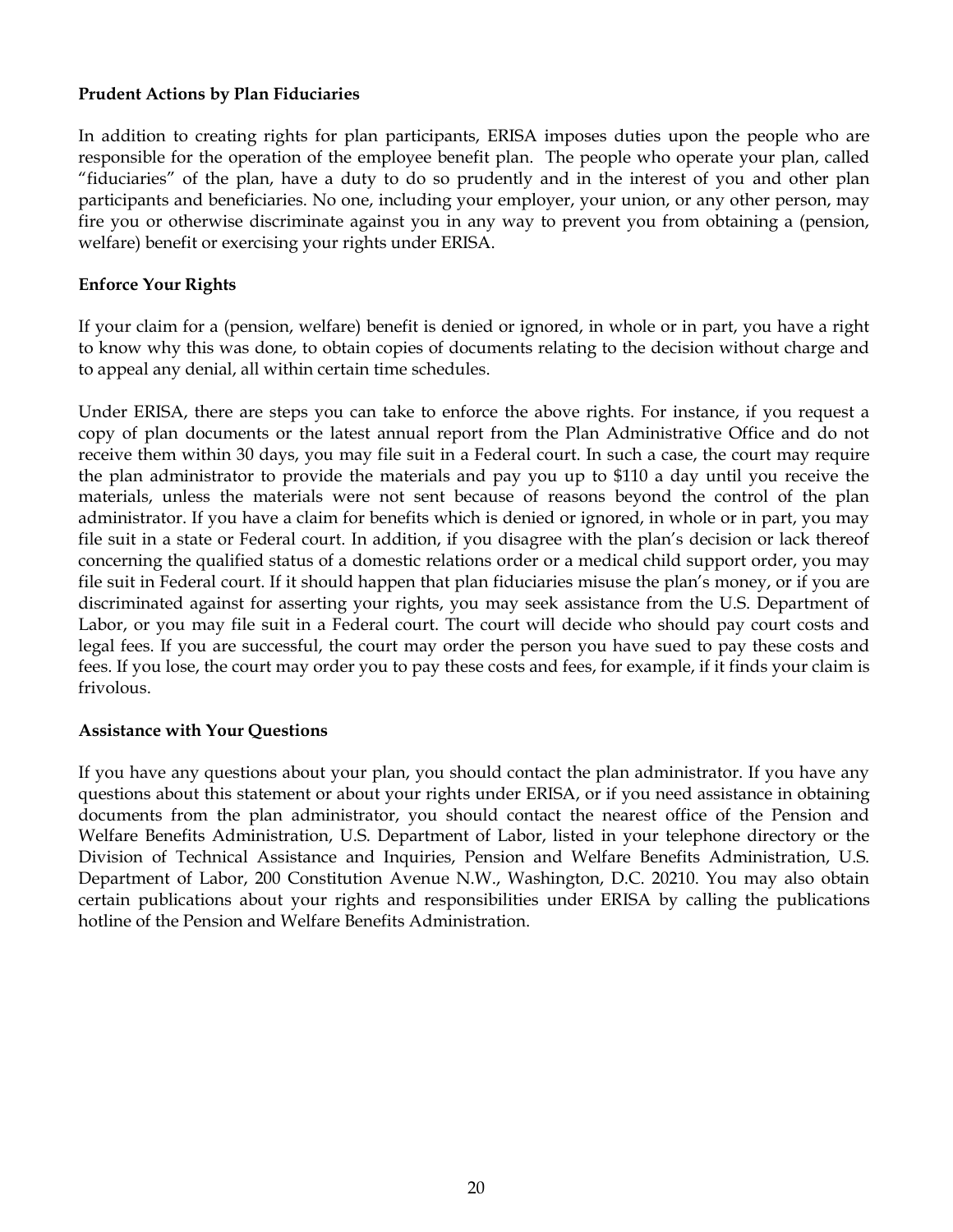**Prudent Actions by Plan Fiduciaries**

In addition to creating rights for plan participants, ERISA imposes duties upon the people who are responsible for the operation of the employee benefit plan. The people who operate your plan, called "fiduciaries" of the plan, have a duty to do so prudently and in the interest of you and other plan participants and beneficiaries. No one, including your employer, your union, or any other person, may fire you or otherwise discriminate against you in any way to prevent you from obtaining a (pension, welfare) benefit or exercising your rights under ERISA.

**Enforce Your Rights**

If your claim for a (pension, welfare) benefit is denied or ignored, in whole or in part, you have a right to know why this was done, to obtain copies of documents relating to the decision without charge and to appeal any denial, all within certain time schedules.

Under ERISA, there are steps you can take to enforce the above rights. For instance, if you request a copy of plan documents or the latest annual report from the Plan Administrative Office and do not receive them within 30 days, you may file suit in a Federal court. In such a case, the court may require the plan administrator to provide the materials and pay you up to $110 a day until you receive the materials, unless the materials were not sent because of reasons beyond the control of the plan administrator. If you have a claim for benefits which is denied or ignored, in whole or in part, you may file suit in a state or Federal court. In addition, if you disagree with the plan's decision or lack thereof concerning the qualified status of a domestic relations order or a medical child support order, you may file suit in Federal court. If it should happen that plan fiduciaries misuse the plan's money, or if you are discriminated against for asserting your rights, you may seek assistance from the U.S. Department of Labor, or you may file suit in a Federal court. The court will decide who should pay court costs and legal fees. If you are successful, the court may order the person you have sued to pay these costs and fees. If you lose, the court may order you to pay these costs and fees, for example, if it finds your claim is frivolous.

**Assistance with Your Questions**

If you have any questions about your plan, you should contact the plan administrator. If you have any questions about this statement or about your rights under ERISA, or if you need assistance in obtaining documents from the plan administrator, you should contact the nearest office of the Pension and Welfare Benefits Administration, U.S. Department of Labor, listed in your telephone directory or the Division of Technical Assistance and Inquiries, Pension and Welfare Benefits Administration, U.S. Department of Labor, 200 Constitution Avenue N.W., Washington, D.C. 20210. You may also obtain certain publications about your rights and responsibilities under ERISA by calling the publications hotline of the Pension and Welfare Benefits Administration.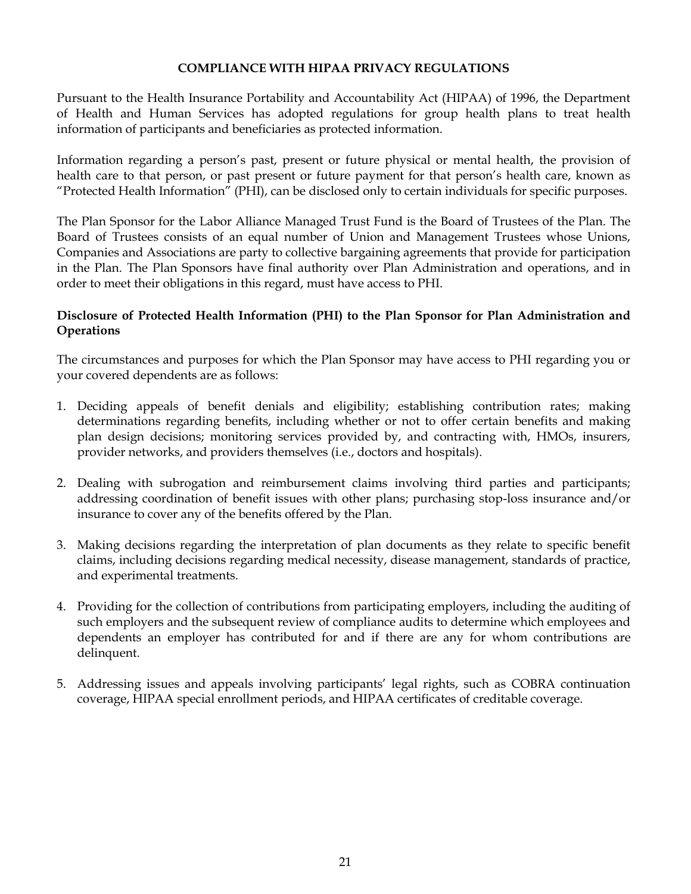# COMPLIANCE WITH HIPAA PRIVACY REGULATIONS

Pursuant to the Health Insurance Portability and Accountability Act (HIPAA) of 1996, the Department of Health and Human Services has adopted regulations for group health plans to treat health information of participants and beneficiaries as protected information.

Information regarding a person's past, present or future physical or mental health, the provision of health care to that person, or past present or future payment for that person's health care, known as "Protected Health Information" (PHI), can be disclosed only to certain individuals for specific purposes.

The Plan Sponsor for the Labor Alliance Managed Trust Fund is the Board of Trustees of the Plan. The Board of Trustees consists of an equal number of Union and Management Trustees whose Unions, Companies and Associations are party to collective bargaining agreements that provide for participation in the Plan. The Plan Sponsors have final authority over Plan Administration and operations, and in order to meet their obligations in this regard, must have access to PHI.

## Disclosure of Protected Health Information (PHI) to the Plan Sponsor for Plan Administration and Operations

The circumstances and purposes for which the Plan Sponsor may have access to PHI regarding you or your covered dependents are as follows:

1. Deciding appeals of benefit denials and eligibility; establishing contribution rates; making determinations regarding benefits, including whether or not to offer certain benefits and making plan design decisions; monitoring services provided by, and contracting with, HMOs, insurers, provider networks, and providers themselves (i.e., doctors and hospitals).

2. Dealing with subrogation and reimbursement claims involving third parties and participants; addressing coordination of benefit issues with other plans; purchasing stop-loss insurance and/or insurance to cover any of the benefits offered by the Plan.

3. Making decisions regarding the interpretation of plan documents as they relate to specific benefit claims, including decisions regarding medical necessity, disease management, standards of practice, and experimental treatments.

4. Providing for the collection of contributions from participating employers, including the auditing of such employers and the subsequent review of compliance audits to determine which employees and dependents an employer has contributed for and if there are any for whom contributions are delinquent.

5. Addressing issues and appeals involving participants' legal rights, such as COBRA continuation coverage, HIPAA special enrollment periods, and HIPAA certificates of creditable coverage.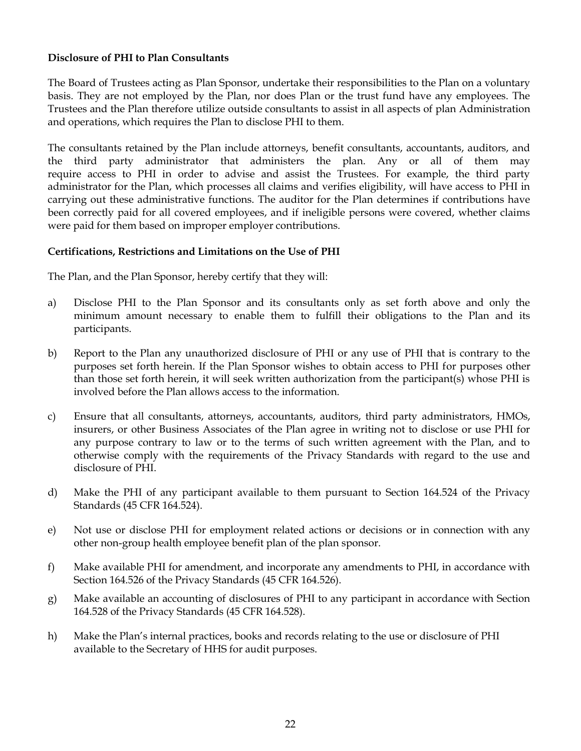**Disclosure of PHI to Plan Consultants**

The Board of Trustees acting as Plan Sponsor, undertake their responsibilities to the Plan on a voluntary basis. They are not employed by the Plan, nor does Plan or the trust fund have any employees. The Trustees and the Plan therefore utilize outside consultants to assist in all aspects of plan Administration and operations, which requires the Plan to disclose PHI to them.

The consultants retained by the Plan include attorneys, benefit consultants, accountants, auditors, and the third party administrator that administers the plan. Any or all of them may require access to PHI in order to advise and assist the Trustees. For example, the third party administrator for the Plan, which processes all claims and verifies eligibility, will have access to PHI in carrying out these administrative functions. The auditor for the Plan determines if contributions have been correctly paid for all covered employees, and if ineligible persons were covered, whether claims were paid for them based on improper employer contributions.

**Certifications, Restrictions and Limitations on the Use of PHI**

The Plan, and the Plan Sponsor, hereby certify that they will:

a) Disclose PHI to the Plan Sponsor and its consultants only as set forth above and only the minimum amount necessary to enable them to fulfill their obligations to the Plan and its participants.

b) Report to the Plan any unauthorized disclosure of PHI or any use of PHI that is contrary to the purposes set forth herein. If the Plan Sponsor wishes to obtain access to PHI for purposes other than those set forth herein, it will seek written authorization from the participant(s) whose PHI is involved before the Plan allows access to the information.

c) Ensure that all consultants, attorneys, accountants, auditors, third party administrators, HMOs, insurers, or other Business Associates of the Plan agree in writing not to disclose or use PHI for any purpose contrary to law or to the terms of such written agreement with the Plan, and to otherwise comply with the requirements of the Privacy Standards with regard to the use and disclosure of PHI.

d) Make the PHI of any participant available to them pursuant to Section 164.524 of the Privacy Standards (45 CFR 164.524).

e) Not use or disclose PHI for employment related actions or decisions or in connection with any other non-group health employee benefit plan of the plan sponsor.

f) Make available PHI for amendment, and incorporate any amendments to PHI, in accordance with Section 164.526 of the Privacy Standards (45 CFR 164.526).

g) Make available an accounting of disclosures of PHI to any participant in accordance with Section 164.528 of the Privacy Standards (45 CFR 164.528).

h) Make the Plan's internal practices, books and records relating to the use or disclosure of PHI available to the Secretary of HHS for audit purposes.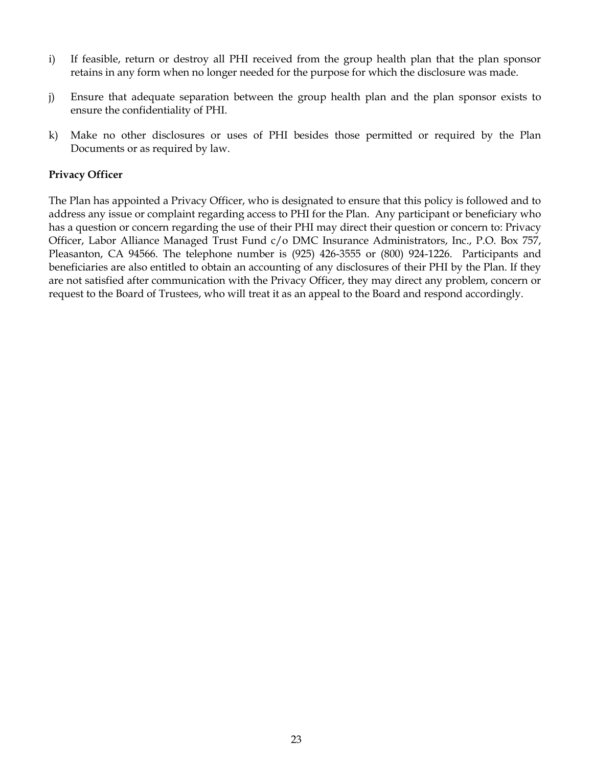i) If feasible, return or destroy all PHI received from the group health plan that the plan sponsor retains in any form when no longer needed for the purpose for which the disclosure was made.

j) Ensure that adequate separation between the group health plan and the plan sponsor exists to ensure the confidentiality of PHI.

k) Make no other disclosures or uses of PHI besides those permitted or required by the Plan Documents or as required by law.

**Privacy Officer**

The Plan has appointed a Privacy Officer, who is designated to ensure that this policy is followed and to address any issue or complaint regarding access to PHI for the Plan. Any participant or beneficiary who has a question or concern regarding the use of their PHI may direct their question or concern to: Privacy Officer, Labor Alliance Managed Trust Fund c/o DMC Insurance Administrators, Inc., P.O. Box 757, Pleasanton, CA 94566. The telephone number is (925) 426-3555 or (800) 924-1226. Participants and beneficiaries are also entitled to obtain an accounting of any disclosures of their PHI by the Plan. If they are not satisfied after communication with the Privacy Officer, they may direct any problem, concern or request to the Board of Trustees, who will treat it as an appeal to the Board and respond accordingly.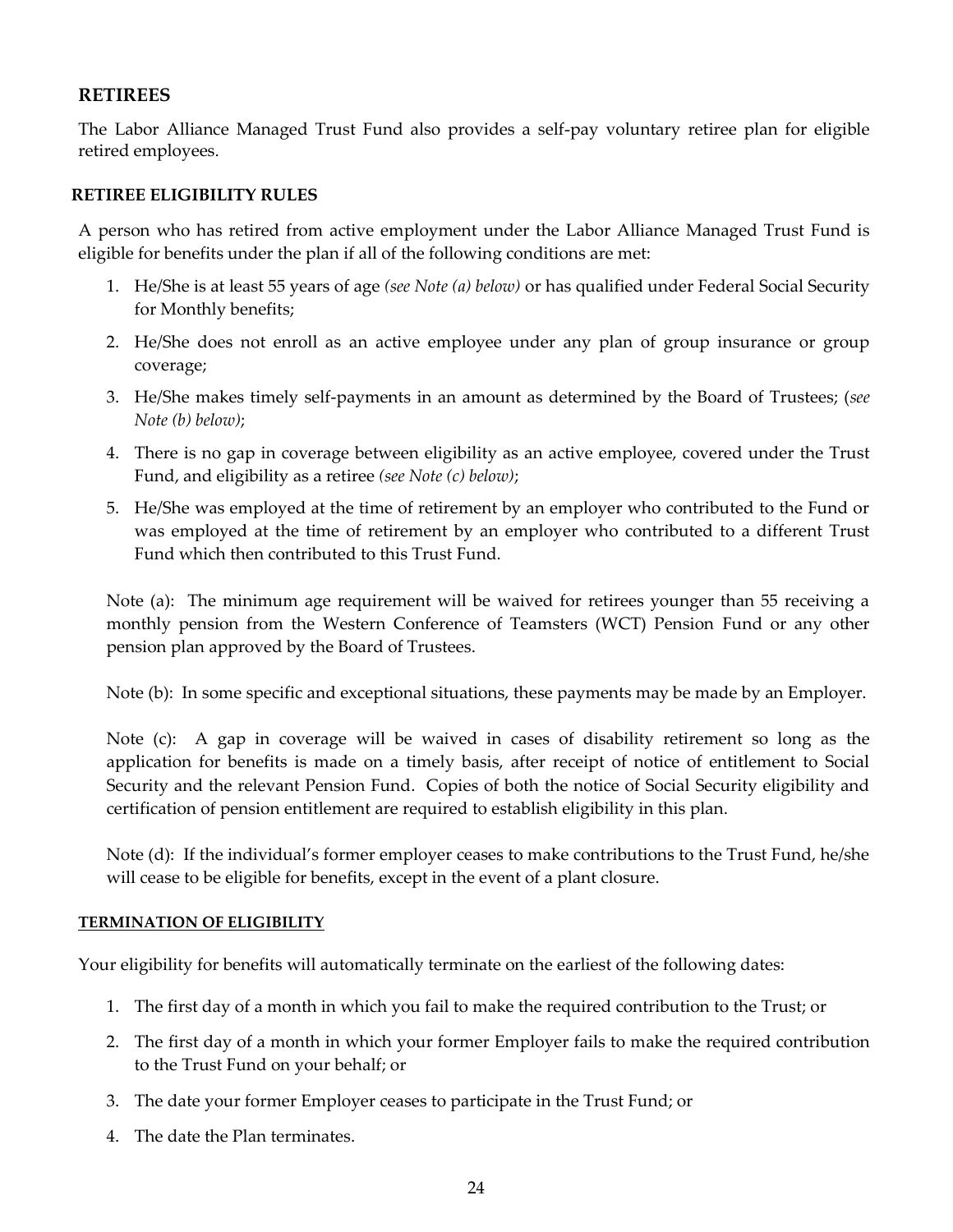## RETIREES

The Labor Alliance Managed Trust Fund also provides a self-pay voluntary retiree plan for eligible retired employees.

### RETIREE ELIGIBILITY RULES

A person who has retired from active employment under the Labor Alliance Managed Trust Fund is eligible for benefits under the plan if all of the following conditions are met:

1. He/She is at least 55 years of age *(see Note (a) below)* or has qualified under Federal Social Security for Monthly benefits;
2. He/She does not enroll as an active employee under any plan of group insurance or group coverage;
3. He/She makes timely self-payments in an amount as determined by the Board of Trustees; (*see Note (b) below)*;
4. There is no gap in coverage between eligibility as an active employee, covered under the Trust Fund, and eligibility as a retiree *(see Note (c) below)*;
5. He/She was employed at the time of retirement by an employer who contributed to the Fund or was employed at the time of retirement by an employer who contributed to a different Trust Fund which then contributed to this Trust Fund.

Note (a): The minimum age requirement will be waived for retirees younger than 55 receiving a monthly pension from the Western Conference of Teamsters (WCT) Pension Fund or any other pension plan approved by the Board of Trustees.

Note (b): In some specific and exceptional situations, these payments may be made by an Employer.

Note (c): A gap in coverage will be waived in cases of disability retirement so long as the application for benefits is made on a timely basis, after receipt of notice of entitlement to Social Security and the relevant Pension Fund. Copies of both the notice of Social Security eligibility and certification of pension entitlement are required to establish eligibility in this plan.

Note (d): If the individual's former employer ceases to make contributions to the Trust Fund, he/she will cease to be eligible for benefits, except in the event of a plant closure.

#### TERMINATION OF ELIGIBILITY

Your eligibility for benefits will automatically terminate on the earliest of the following dates:

1. The first day of a month in which you fail to make the required contribution to the Trust; or
2. The first day of a month in which your former Employer fails to make the required contribution to the Trust Fund on your behalf; or
3. The date your former Employer ceases to participate in the Trust Fund; or
4. The date the Plan terminates.